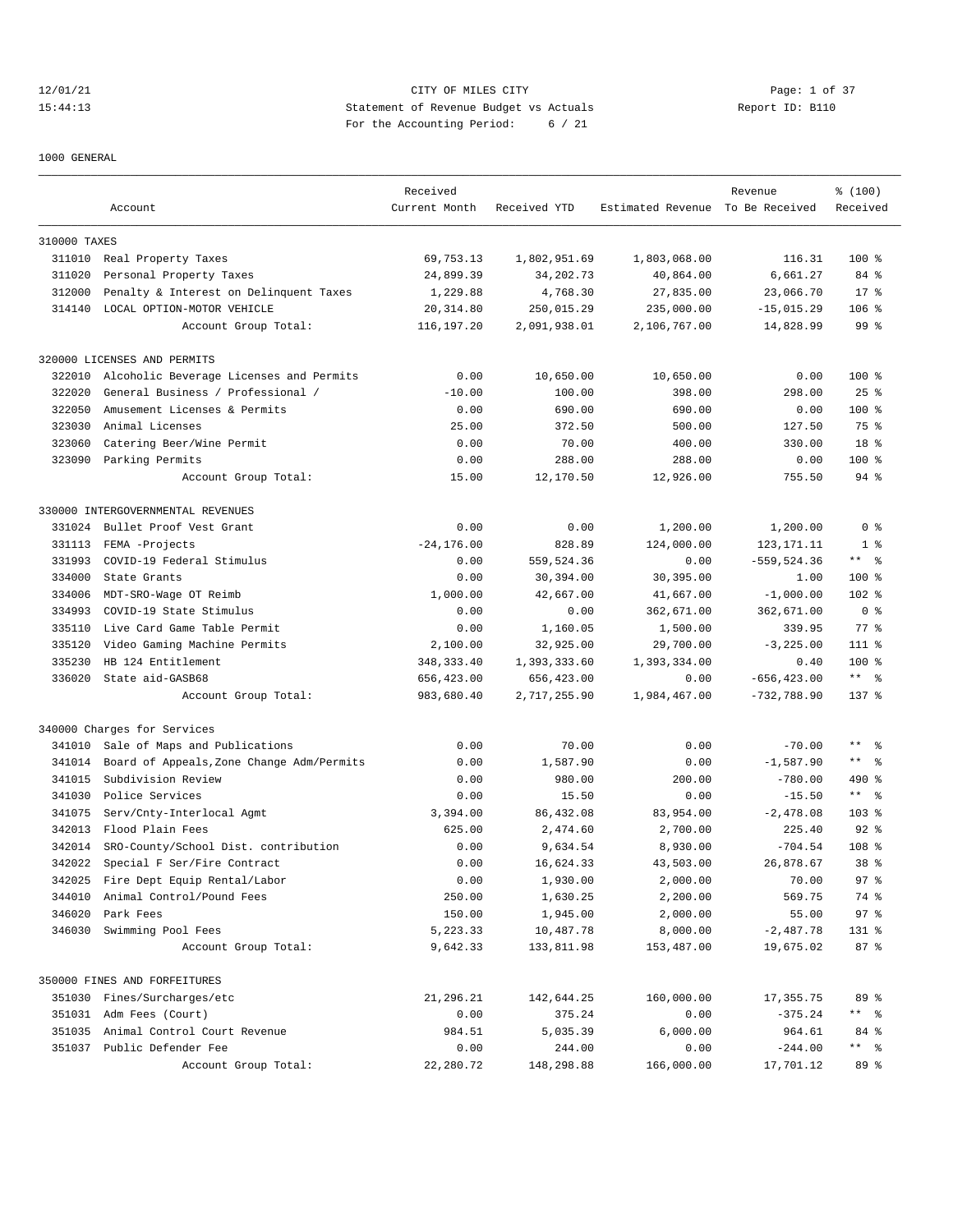12/01/21 CITY OF MILES CITY

15:44:13 Statement of Revenue Budget vs Actuals Report ID: B110

For the Accounting Period: 6 / 21

1000 GENERAL

| Account | | Received Current Month | Received YTD | Estimated Revenue | Revenue To Be Received | % (100) Received |
|---|---|---|---|---|---|---|
| 310000 TAXES | | | | | | |
| 311010 | Real Property Taxes | 69,753.13 | 1,802,951.69 | 1,803,068.00 | 116.31 | 100 % |
| 311020 | Personal Property Taxes | 24,899.39 | 34,202.73 | 40,864.00 | 6,661.27 | 84 % |
| 312000 | Penalty & Interest on Delinquent Taxes | 1,229.88 | 4,768.30 | 27,835.00 | 23,066.70 | 17 % |
| 314140 | LOCAL OPTION-MOTOR VEHICLE | 20,314.80 | 250,015.29 | 235,000.00 | -15,015.29 | 106 % |
| | Account Group Total: | 116,197.20 | 2,091,938.01 | 2,106,767.00 | 14,828.99 | 99 % |
| 320000 LICENSES AND PERMITS | | | | | | |
| 322010 | Alcoholic Beverage Licenses and Permits | 0.00 | 10,650.00 | 10,650.00 | 0.00 | 100 % |
| 322020 | General Business / Professional / | -10.00 | 100.00 | 398.00 | 298.00 | 25 % |
| 322050 | Amusement Licenses & Permits | 0.00 | 690.00 | 690.00 | 0.00 | 100 % |
| 323030 | Animal Licenses | 25.00 | 372.50 | 500.00 | 127.50 | 75 % |
| 323060 | Catering Beer/Wine Permit | 0.00 | 70.00 | 400.00 | 330.00 | 18 % |
| 323090 | Parking Permits | 0.00 | 288.00 | 288.00 | 0.00 | 100 % |
| | Account Group Total: | 15.00 | 12,170.50 | 12,926.00 | 755.50 | 94 % |
| 330000 INTERGOVERNMENTAL REVENUES | | | | | | |
| 331024 | Bullet Proof Vest Grant | 0.00 | 0.00 | 1,200.00 | 1,200.00 | 0 % |
| 331113 | FEMA -Projects | -24,176.00 | 828.89 | 124,000.00 | 123,171.11 | 1 % |
| 331993 | COVID-19 Federal Stimulus | 0.00 | 559,524.36 | 0.00 | -559,524.36 | ** % |
| 334000 | State Grants | 0.00 | 30,394.00 | 30,395.00 | 1.00 | 100 % |
| 334006 | MDT-SRO-Wage OT Reimb | 1,000.00 | 42,667.00 | 41,667.00 | -1,000.00 | 102 % |
| 334993 | COVID-19 State Stimulus | 0.00 | 0.00 | 362,671.00 | 362,671.00 | 0 % |
| 335110 | Live Card Game Table Permit | 0.00 | 1,160.05 | 1,500.00 | 339.95 | 77 % |
| 335120 | Video Gaming Machine Permits | 2,100.00 | 32,925.00 | 29,700.00 | -3,225.00 | 111 % |
| 335230 | HB 124 Entitlement | 348,333.40 | 1,393,333.60 | 1,393,334.00 | 0.40 | 100 % |
| 336020 | State aid-GASB68 | 656,423.00 | 656,423.00 | 0.00 | -656,423.00 | ** % |
| | Account Group Total: | 983,680.40 | 2,717,255.90 | 1,984,467.00 | -732,788.90 | 137 % |
| 340000 Charges for Services | | | | | | |
| 341010 | Sale of Maps and Publications | 0.00 | 70.00 | 0.00 | -70.00 | ** % |
| 341014 | Board of Appeals,Zone Change Adm/Permits | 0.00 | 1,587.90 | 0.00 | -1,587.90 | ** % |
| 341015 | Subdivision Review | 0.00 | 980.00 | 200.00 | -780.00 | 490 % |
| 341030 | Police Services | 0.00 | 15.50 | 0.00 | -15.50 | ** % |
| 341075 | Serv/Cnty-Interlocal Agmt | 3,394.00 | 86,432.08 | 83,954.00 | -2,478.08 | 103 % |
| 342013 | Flood Plain Fees | 625.00 | 2,474.60 | 2,700.00 | 225.40 | 92 % |
| 342014 | SRO-County/School Dist. contribution | 0.00 | 9,634.54 | 8,930.00 | -704.54 | 108 % |
| 342022 | Special F Ser/Fire Contract | 0.00 | 16,624.33 | 43,503.00 | 26,878.67 | 38 % |
| 342025 | Fire Dept Equip Rental/Labor | 0.00 | 1,930.00 | 2,000.00 | 70.00 | 97 % |
| 344010 | Animal Control/Pound Fees | 250.00 | 1,630.25 | 2,200.00 | 569.75 | 74 % |
| 346020 | Park Fees | 150.00 | 1,945.00 | 2,000.00 | 55.00 | 97 % |
| 346030 | Swimming Pool Fees | 5,223.33 | 10,487.78 | 8,000.00 | -2,487.78 | 131 % |
| | Account Group Total: | 9,642.33 | 133,811.98 | 153,487.00 | 19,675.02 | 87 % |
| 350000 FINES AND FORFEITURES | | | | | | |
| 351030 | Fines/Surcharges/etc | 21,296.21 | 142,644.25 | 160,000.00 | 17,355.75 | 89 % |
| 351031 | Adm Fees (Court) | 0.00 | 375.24 | 0.00 | -375.24 | ** % |
| 351035 | Animal Control Court Revenue | 984.51 | 5,035.39 | 6,000.00 | 964.61 | 84 % |
| 351037 | Public Defender Fee | 0.00 | 244.00 | 0.00 | -244.00 | ** % |
| | Account Group Total: | 22,280.72 | 148,298.88 | 166,000.00 | 17,701.12 | 89 % |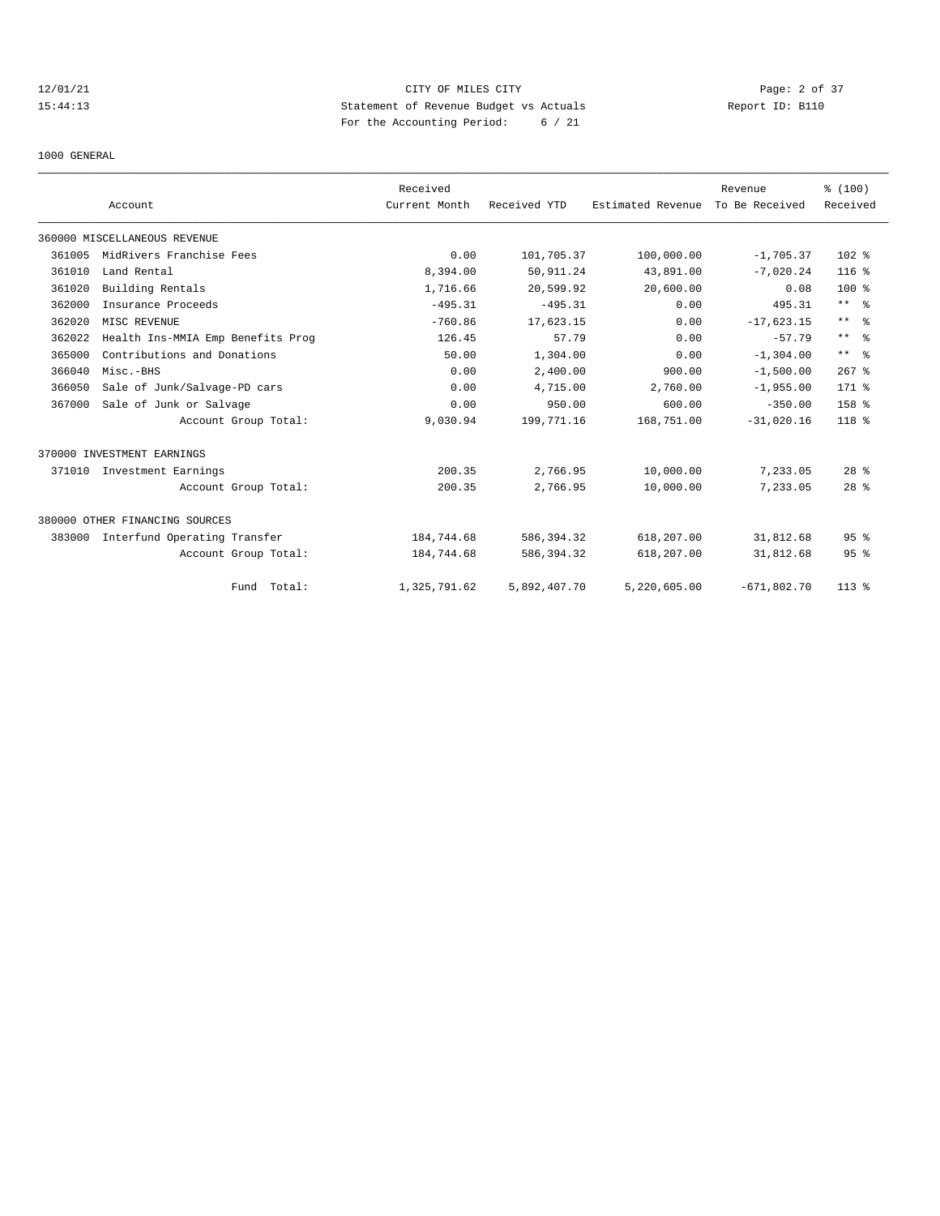CITY OF MILES CITY
Statement of Revenue Budget vs Actuals
For the Accounting Period: 6 / 21

1000 GENERAL

| Account | | Received Current Month | Received YTD | Estimated Revenue | Revenue To Be Received | % (100) Received |
|---|---|---|---|---|---|---|
| 360000 MISCELLANEOUS REVENUE | | | | | | |
| 361005 | MidRivers Franchise Fees | 0.00 | 101,705.37 | 100,000.00 | -1,705.37 | 102 % |
| 361010 | Land Rental | 8,394.00 | 50,911.24 | 43,891.00 | -7,020.24 | 116 % |
| 361020 | Building Rentals | 1,716.66 | 20,599.92 | 20,600.00 | 0.08 | 100 % |
| 362000 | Insurance Proceeds | -495.31 | -495.31 | 0.00 | 495.31 | ** % |
| 362020 | MISC REVENUE | -760.86 | 17,623.15 | 0.00 | -17,623.15 | ** % |
| 362022 | Health Ins-MMIA Emp Benefits Prog | 126.45 | 57.79 | 0.00 | -57.79 | ** % |
| 365000 | Contributions and Donations | 50.00 | 1,304.00 | 0.00 | -1,304.00 | ** % |
| 366040 | Misc.-BHS | 0.00 | 2,400.00 | 900.00 | -1,500.00 | 267 % |
| 366050 | Sale of Junk/Salvage-PD cars | 0.00 | 4,715.00 | 2,760.00 | -1,955.00 | 171 % |
| 367000 | Sale of Junk or Salvage | 0.00 | 950.00 | 600.00 | -350.00 | 158 % |
| | Account Group Total: | 9,030.94 | 199,771.16 | 168,751.00 | -31,020.16 | 118 % |
| 370000 INVESTMENT EARNINGS | | | | | | |
| 371010 | Investment Earnings | 200.35 | 2,766.95 | 10,000.00 | 7,233.05 | 28 % |
| | Account Group Total: | 200.35 | 2,766.95 | 10,000.00 | 7,233.05 | 28 % |
| 380000 OTHER FINANCING SOURCES | | | | | | |
| 383000 | Interfund Operating Transfer | 184,744.68 | 586,394.32 | 618,207.00 | 31,812.68 | 95 % |
| | Account Group Total: | 184,744.68 | 586,394.32 | 618,207.00 | 31,812.68 | 95 % |
| | Fund Total: | 1,325,791.62 | 5,892,407.70 | 5,220,605.00 | -671,802.70 | 113 % |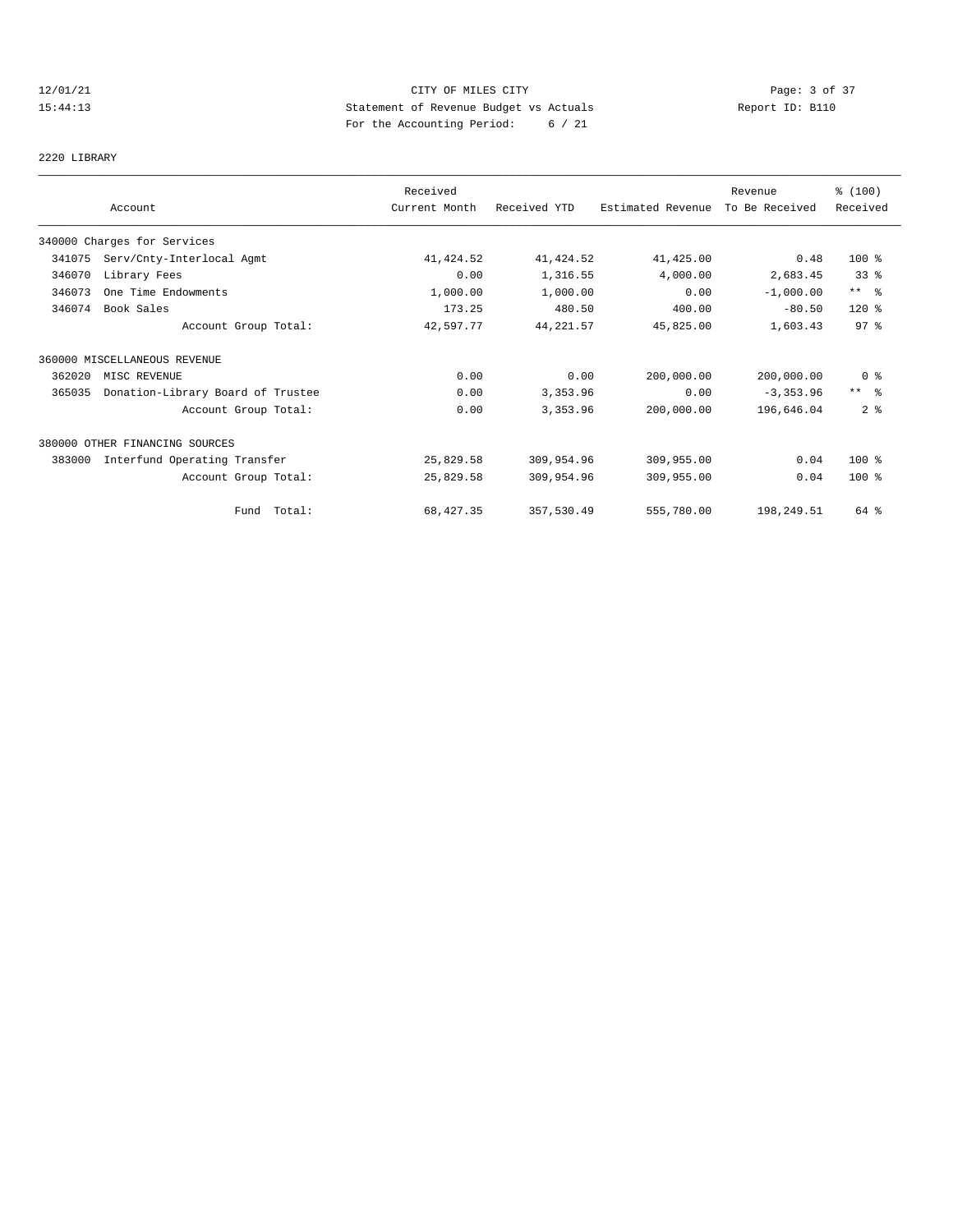CITY OF MILES CITY

Statement of Revenue Budget vs Actuals

For the Accounting Period: 6 / 21

12/01/21
15:44:13

Report ID: B110

2220 LIBRARY

| Account | Received Current Month | Received YTD | Estimated Revenue | Revenue To Be Received | % (100) Received |
|---|---|---|---|---|---|
| 340000 Charges for Services | | | | | |
| 341075 Serv/Cnty-Interlocal Agmt | 41,424.52 | 41,424.52 | 41,425.00 | 0.48 | 100 % |
| 346070 Library Fees | 0.00 | 1,316.55 | 4,000.00 | 2,683.45 | 33 % |
| 346073 One Time Endowments | 1,000.00 | 1,000.00 | 0.00 | -1,000.00 | ** % |
| 346074 Book Sales | 173.25 | 480.50 | 400.00 | -80.50 | 120 % |
| Account Group Total: | 42,597.77 | 44,221.57 | 45,825.00 | 1,603.43 | 97 % |
| 360000 MISCELLANEOUS REVENUE | | | | | |
| 362020 MISC REVENUE | 0.00 | 0.00 | 200,000.00 | 200,000.00 | 0 % |
| 365035 Donation-Library Board of Trustee | 0.00 | 3,353.96 | 0.00 | -3,353.96 | ** % |
| Account Group Total: | 0.00 | 3,353.96 | 200,000.00 | 196,646.04 | 2 % |
| 380000 OTHER FINANCING SOURCES | | | | | |
| 383000 Interfund Operating Transfer | 25,829.58 | 309,954.96 | 309,955.00 | 0.04 | 100 % |
| Account Group Total: | 25,829.58 | 309,954.96 | 309,955.00 | 0.04 | 100 % |
| Fund Total: | 68,427.35 | 357,530.49 | 555,780.00 | 198,249.51 | 64 % |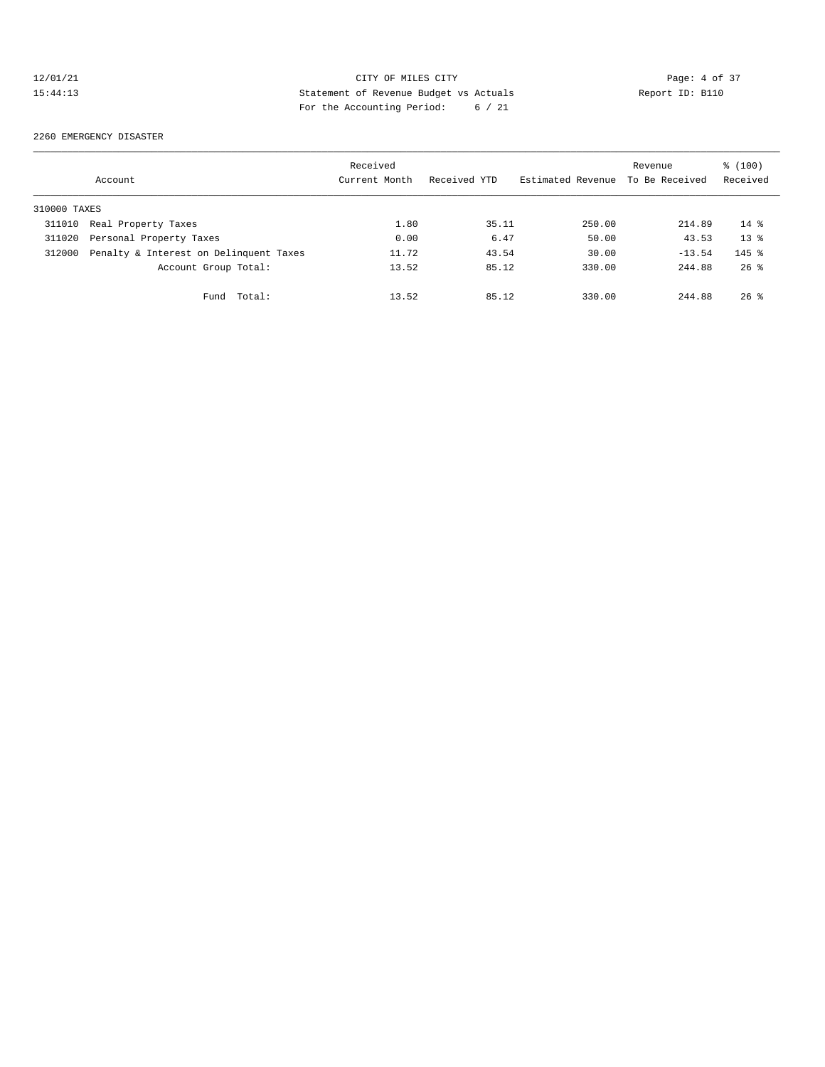12/01/21 CITY OF MILES CITY
15:44:13 Statement of Revenue Budget vs Actuals Report ID: B110
For the Accounting Period: 6 / 21

2260 EMERGENCY DISASTER

| Account | | Received Current Month | Received YTD | Estimated Revenue | Revenue To Be Received | % (100) Received |
|---|---|---|---|---|---|---|
| 310000 TAXES | | | | | | |
| 311010 | Real Property Taxes | 1.80 | 35.11 | 250.00 | 214.89 | 14 % |
| 311020 | Personal Property Taxes | 0.00 | 6.47 | 50.00 | 43.53 | 13 % |
| 312000 | Penalty & Interest on Delinquent Taxes | 11.72 | 43.54 | 30.00 | -13.54 | 145 % |
| | Account Group Total: | 13.52 | 85.12 | 330.00 | 244.88 | 26 % |
| | Fund Total: | 13.52 | 85.12 | 330.00 | 244.88 | 26 % |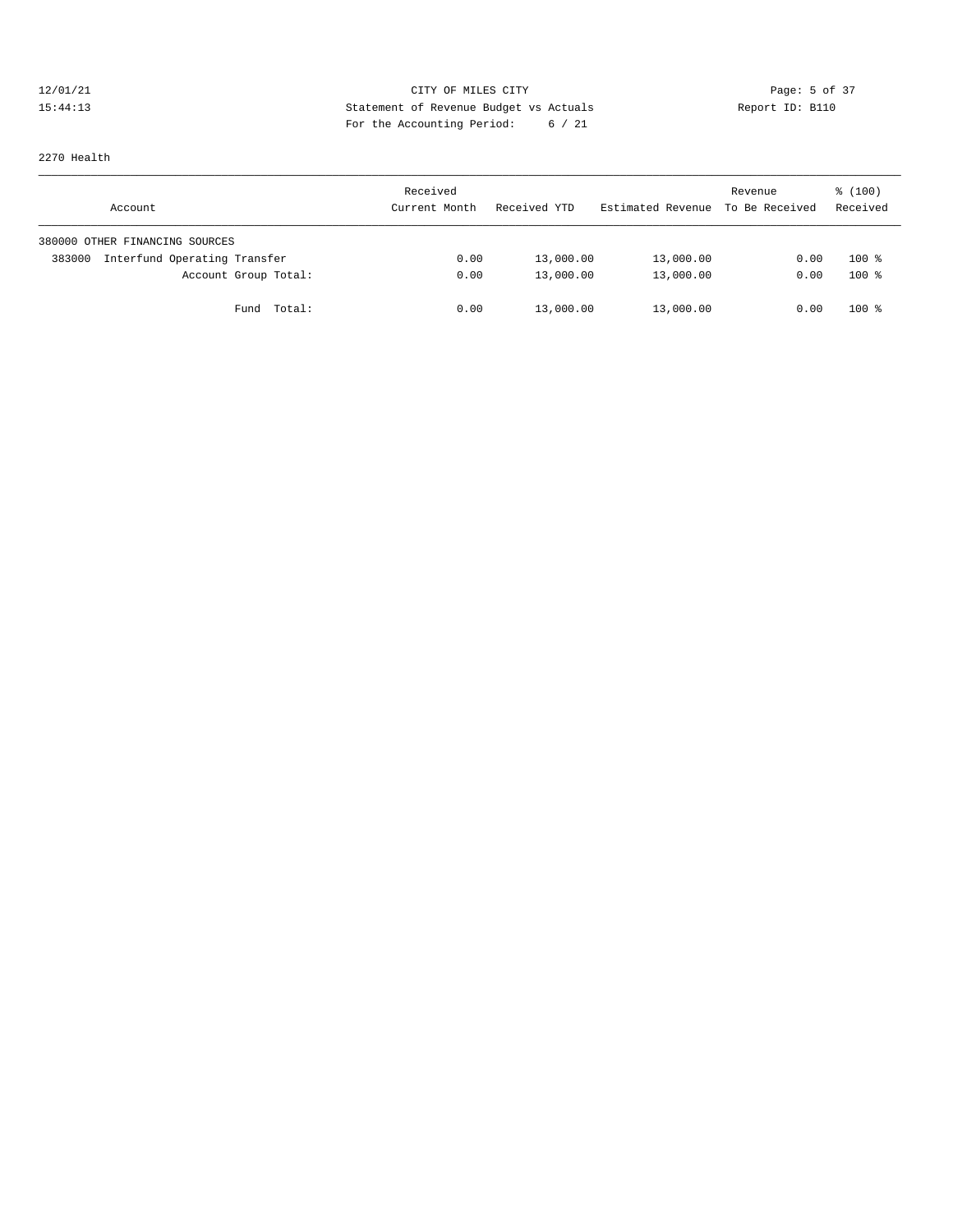CITY OF MILES CITY
Statement of Revenue Budget vs Actuals
For the Accounting Period: 6 / 21

12/01/21
15:44:13

Report ID: B110

2270 Health

| Account | Received Current Month | Received YTD | Estimated Revenue | Revenue To Be Received | % (100) Received |
|---|---|---|---|---|---|
| 380000 OTHER FINANCING SOURCES | | | | | |
| 383000 Interfund Operating Transfer | 0.00 | 13,000.00 | 13,000.00 | 0.00 | 100 % |
| Account Group Total: | 0.00 | 13,000.00 | 13,000.00 | 0.00 | 100 % |
| Fund Total: | 0.00 | 13,000.00 | 13,000.00 | 0.00 | 100 % |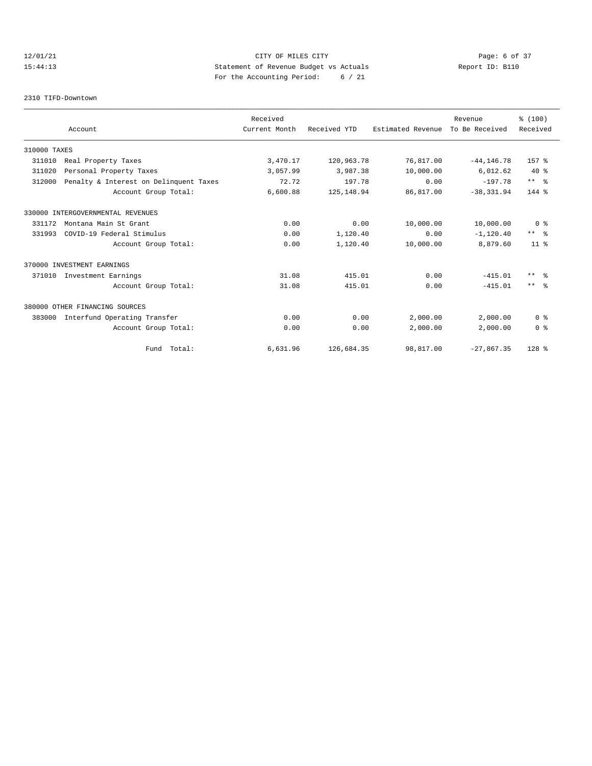CITY OF MILES CITY
Statement of Revenue Budget vs Actuals
For the Accounting Period: 6 / 21

12/01/21 15:44:13 — Report ID: B110

2310 TIFD-Downtown

| Account | Received Current Month | Received YTD | Estimated Revenue | Revenue To Be Received | % (100) Received |
|---|---|---|---|---|---|
| 310000 TAXES | | | | | |
| 311010 Real Property Taxes | 3,470.17 | 120,963.78 | 76,817.00 | -44,146.78 | 157 % |
| 311020 Personal Property Taxes | 3,057.99 | 3,987.38 | 10,000.00 | 6,012.62 | 40 % |
| 312000 Penalty & Interest on Delinquent Taxes | 72.72 | 197.78 | 0.00 | -197.78 | ** % |
| Account Group Total: | 6,600.88 | 125,148.94 | 86,817.00 | -38,331.94 | 144 % |
| 330000 INTERGOVERNMENTAL REVENUES | | | | | |
| 331172 Montana Main St Grant | 0.00 | 0.00 | 10,000.00 | 10,000.00 | 0 % |
| 331993 COVID-19 Federal Stimulus | 0.00 | 1,120.40 | 0.00 | -1,120.40 | ** % |
| Account Group Total: | 0.00 | 1,120.40 | 10,000.00 | 8,879.60 | 11 % |
| 370000 INVESTMENT EARNINGS | | | | | |
| 371010 Investment Earnings | 31.08 | 415.01 | 0.00 | -415.01 | ** % |
| Account Group Total: | 31.08 | 415.01 | 0.00 | -415.01 | ** % |
| 380000 OTHER FINANCING SOURCES | | | | | |
| 383000 Interfund Operating Transfer | 0.00 | 0.00 | 2,000.00 | 2,000.00 | 0 % |
| Account Group Total: | 0.00 | 0.00 | 2,000.00 | 2,000.00 | 0 % |
| Fund Total: | 6,631.96 | 126,684.35 | 98,817.00 | -27,867.35 | 128 % |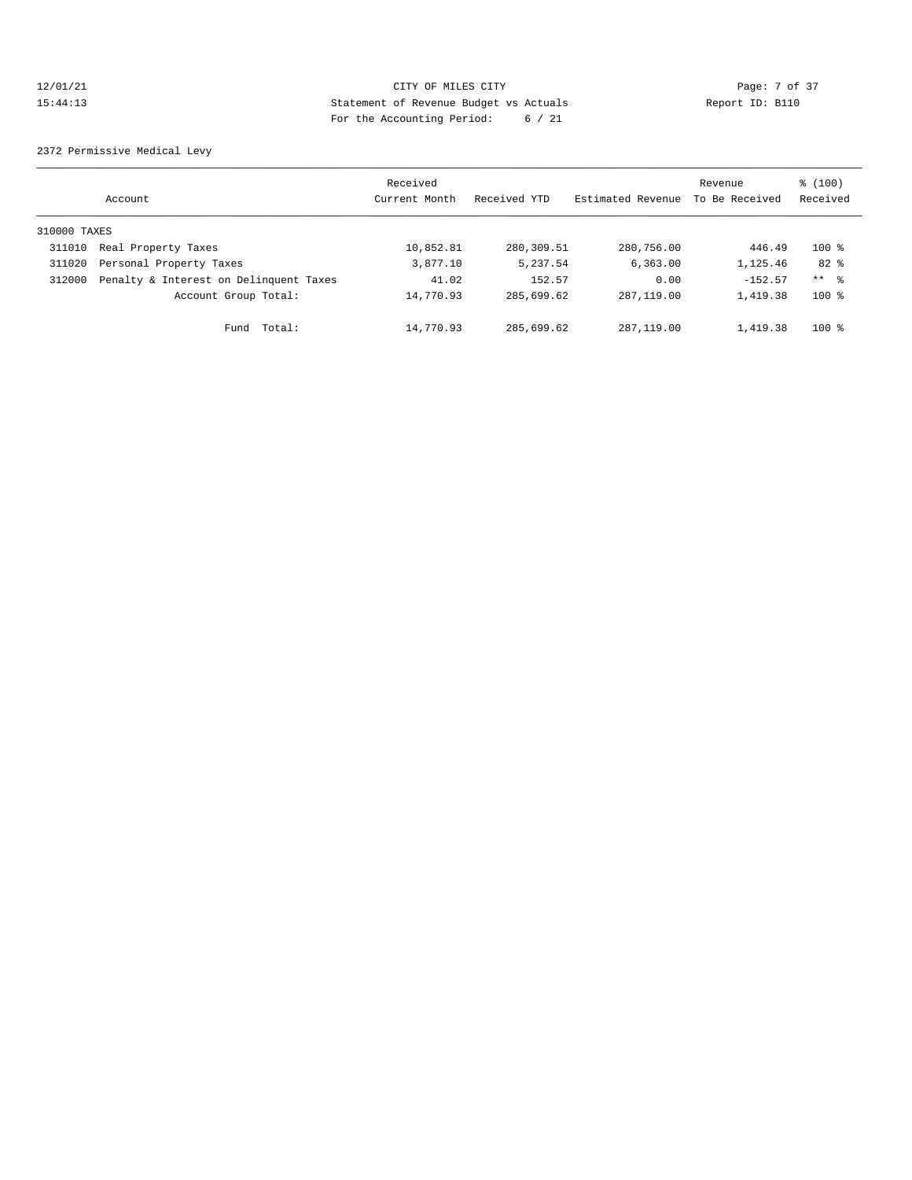12/01/21 CITY OF MILES CITY
15:44:13 Statement of Revenue Budget vs Actuals Report ID: B110
For the Accounting Period: 6 / 21

2372 Permissive Medical Levy

| Account | | Received Current Month | Received YTD | Estimated Revenue | Revenue To Be Received | % (100) Received |
|---|---|---|---|---|---|---|
| 310000 TAXES | | | | | | |
| 311010 | Real Property Taxes | 10,852.81 | 280,309.51 | 280,756.00 | 446.49 | 100 % |
| 311020 | Personal Property Taxes | 3,877.10 | 5,237.54 | 6,363.00 | 1,125.46 | 82 % |
| 312000 | Penalty & Interest on Delinquent Taxes | 41.02 | 152.57 | 0.00 | -152.57 | ** % |
| | Account Group Total: | 14,770.93 | 285,699.62 | 287,119.00 | 1,419.38 | 100 % |
| | Fund Total: | 14,770.93 | 285,699.62 | 287,119.00 | 1,419.38 | 100 % |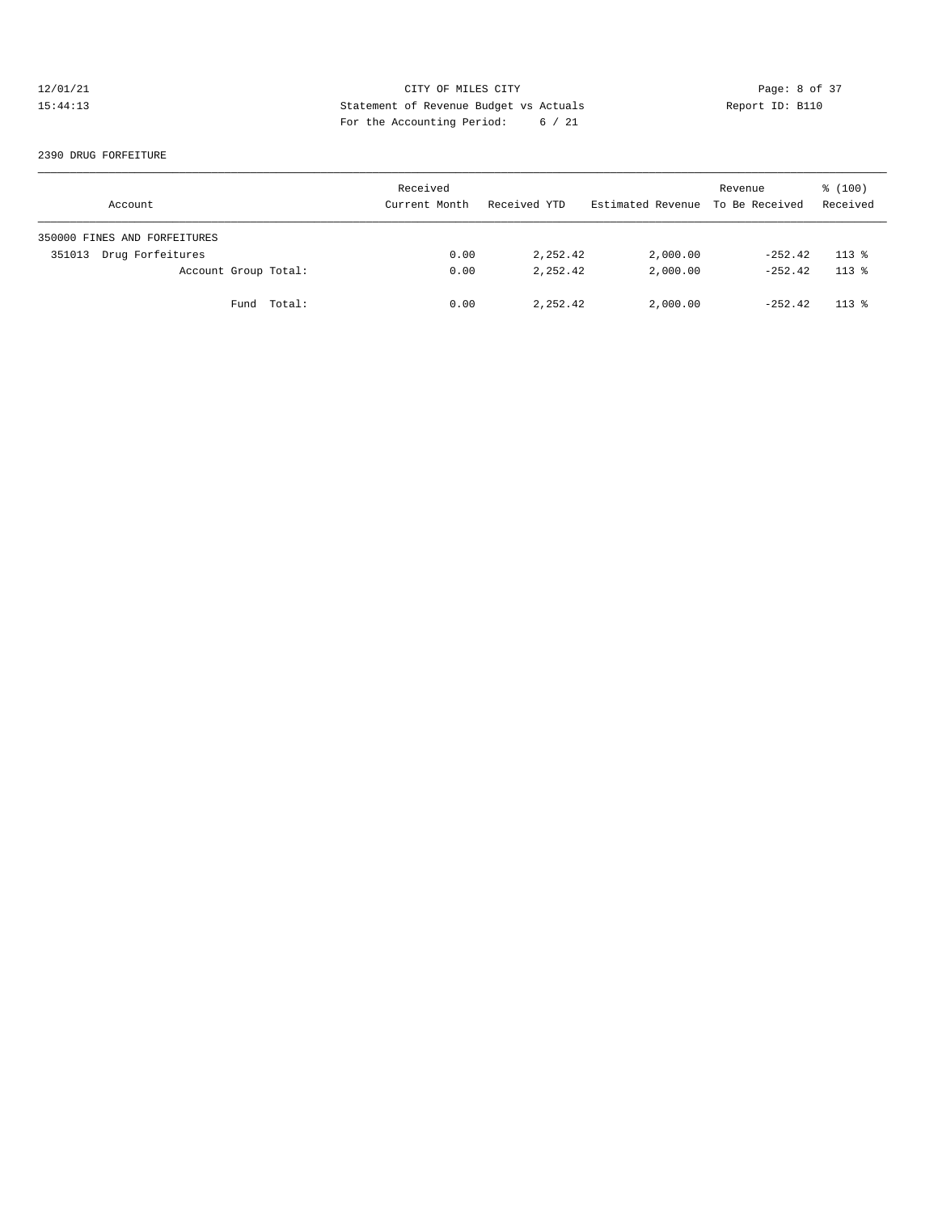12/01/21 CITY OF MILES CITY

15:44:13 Statement of Revenue Budget vs Actuals Report ID: B110

For the Accounting Period: 6 / 21

2390 DRUG FORFEITURE

| Account | Received Current Month | Received YTD | Estimated Revenue | Revenue To Be Received | % (100) Received |
|---|---|---|---|---|---|
| 350000 FINES AND FORFEITURES | | | | | |
| 351013 Drug Forfeitures | 0.00 | 2,252.42 | 2,000.00 | -252.42 | 113 % |
| Account Group Total: | 0.00 | 2,252.42 | 2,000.00 | -252.42 | 113 % |
| Fund Total: | 0.00 | 2,252.42 | 2,000.00 | -252.42 | 113 % |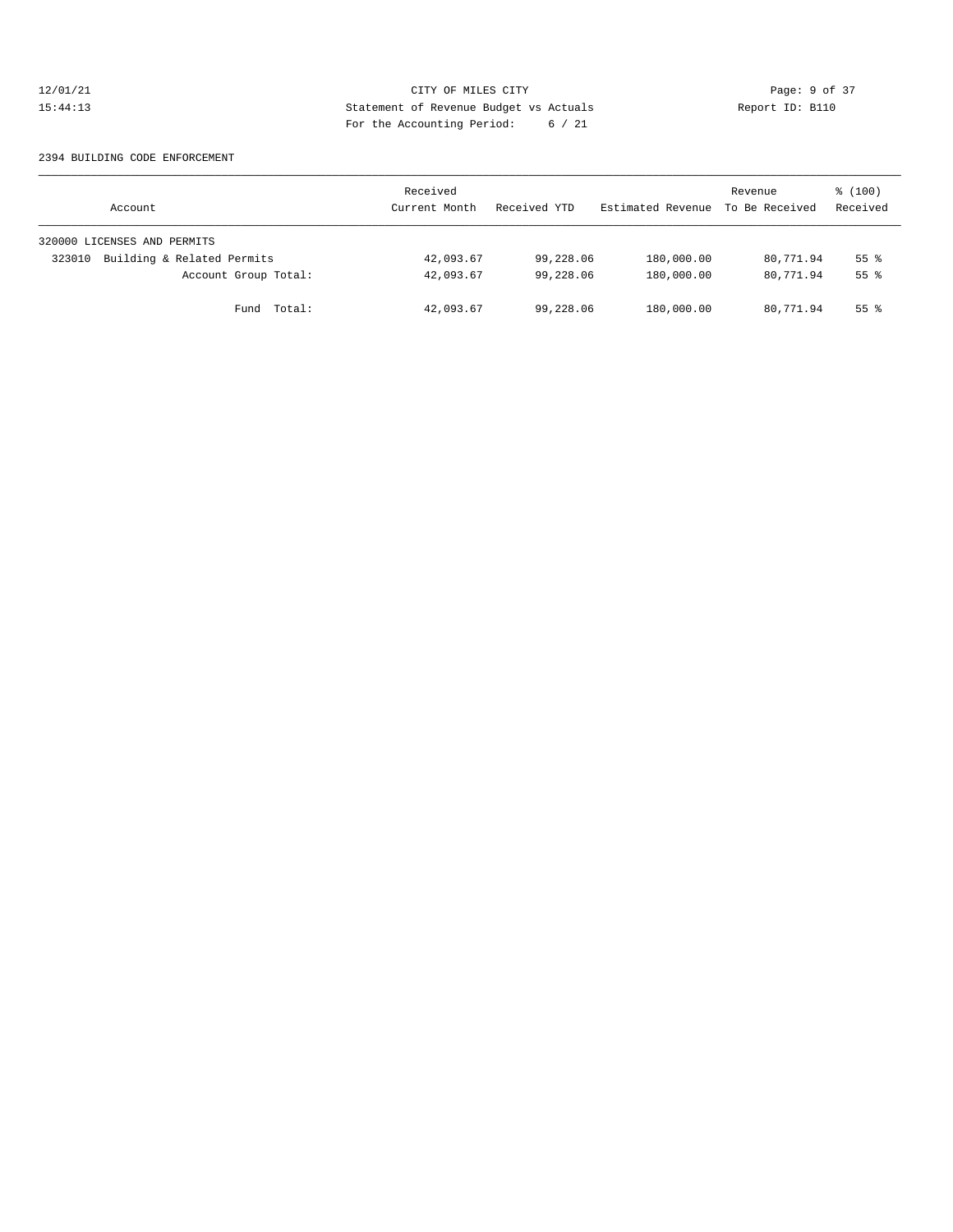12/01/21 CITY OF MILES CITY
15:44:13 Statement of Revenue Budget vs Actuals Report ID: B110
For the Accounting Period: 6 / 21

2394 BUILDING CODE ENFORCEMENT

| Account | Received Current Month | Received YTD | Estimated Revenue | Revenue To Be Received | % (100) Received |
|---|---|---|---|---|---|
| 320000 LICENSES AND PERMITS | | | | | |
| 323010 Building & Related Permits | 42,093.67 | 99,228.06 | 180,000.00 | 80,771.94 | 55 % |
| Account Group Total: | 42,093.67 | 99,228.06 | 180,000.00 | 80,771.94 | 55 % |
| Fund Total: | 42,093.67 | 99,228.06 | 180,000.00 | 80,771.94 | 55 % |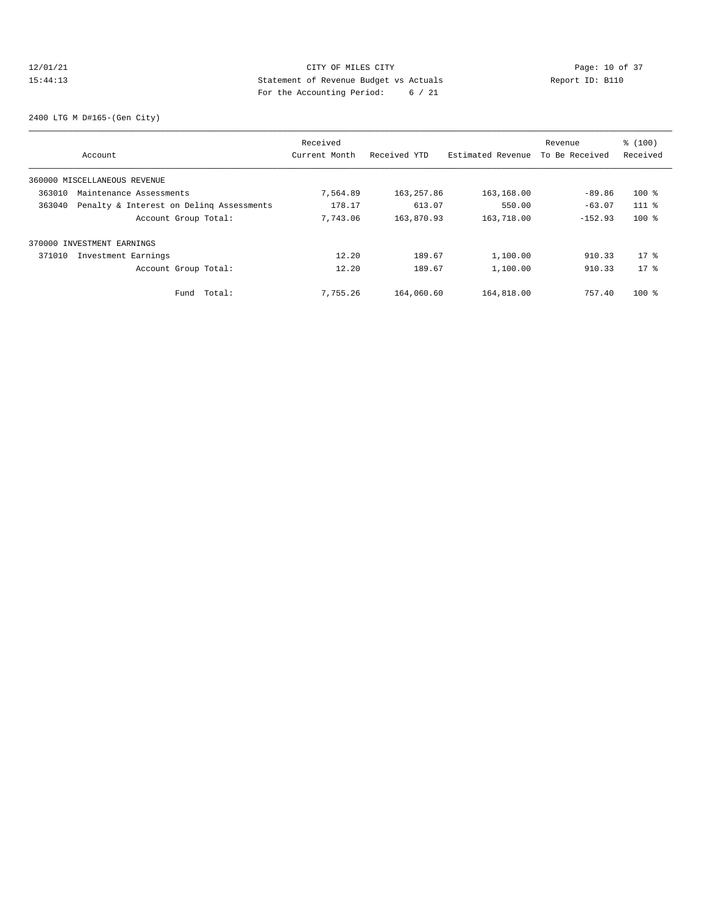12/01/21 CITY OF MILES CITY
15:44:13 Statement of Revenue Budget vs Actuals Report ID: B110
For the Accounting Period: 6 / 21

2400 LTG M D#165-(Gen City)

| Account | Received Current Month | Received YTD | Estimated Revenue | Revenue To Be Received | % (100) Received |
|---|---|---|---|---|---|
| 360000 MISCELLANEOUS REVENUE | | | | | |
| 363010 Maintenance Assessments | 7,564.89 | 163,257.86 | 163,168.00 | -89.86 | 100 % |
| 363040 Penalty & Interest on Delinq Assessments | 178.17 | 613.07 | 550.00 | -63.07 | 111 % |
| Account Group Total: | 7,743.06 | 163,870.93 | 163,718.00 | -152.93 | 100 % |
| 370000 INVESTMENT EARNINGS | | | | | |
| 371010 Investment Earnings | 12.20 | 189.67 | 1,100.00 | 910.33 | 17 % |
| Account Group Total: | 12.20 | 189.67 | 1,100.00 | 910.33 | 17 % |
| Fund Total: | 7,755.26 | 164,060.60 | 164,818.00 | 757.40 | 100 % |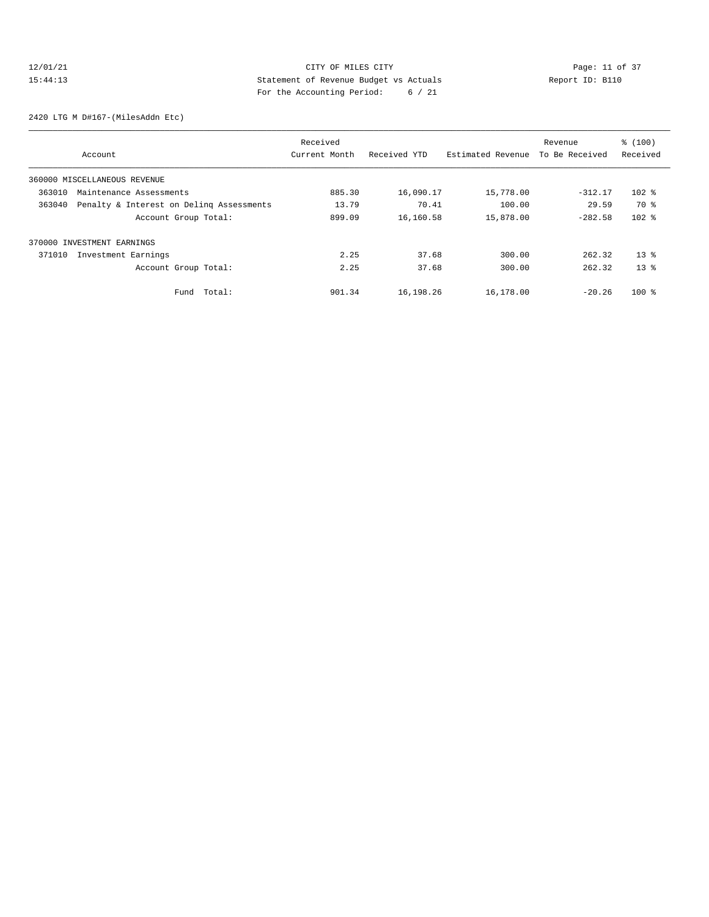CITY OF MILES CITY
Statement of Revenue Budget vs Actuals
For the Accounting Period: 6 / 21

2420 LTG M D#167-(MilesAddn Etc)

| Account | Received Current Month | Received YTD | Estimated Revenue | Revenue To Be Received | % (100) Received |
|---|---|---|---|---|---|
| 360000 MISCELLANEOUS REVENUE | | | | | |
| 363010 Maintenance Assessments | 885.30 | 16,090.17 | 15,778.00 | -312.17 | 102 % |
| 363040 Penalty & Interest on Delinq Assessments | 13.79 | 70.41 | 100.00 | 29.59 | 70 % |
| Account Group Total: | 899.09 | 16,160.58 | 15,878.00 | -282.58 | 102 % |
| 370000 INVESTMENT EARNINGS | | | | | |
| 371010 Investment Earnings | 2.25 | 37.68 | 300.00 | 262.32 | 13 % |
| Account Group Total: | 2.25 | 37.68 | 300.00 | 262.32 | 13 % |
| Fund Total: | 901.34 | 16,198.26 | 16,178.00 | -20.26 | 100 % |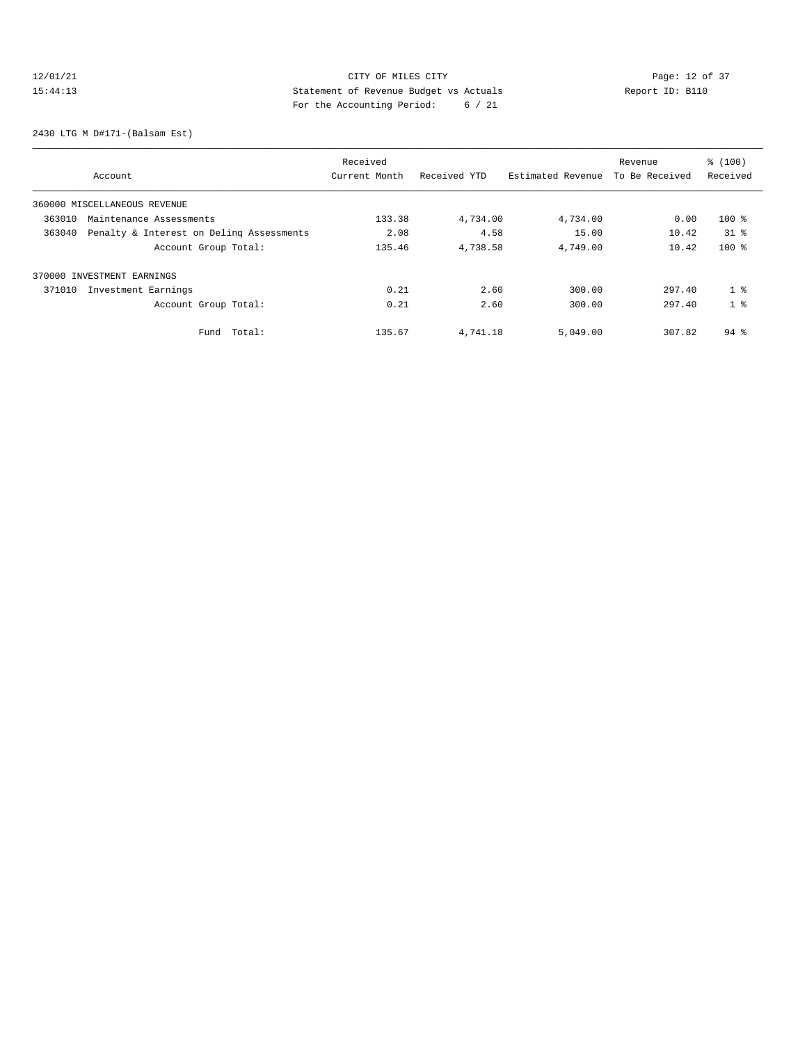CITY OF MILES CITY
Statement of Revenue Budget vs Actuals
For the Accounting Period: 6 / 21

12/01/21
15:44:13

Report ID: B110

2430 LTG M D#171-(Balsam Est)

| Account | Received Current Month | Received YTD | Estimated Revenue | Revenue To Be Received | % (100) Received |
|---|---|---|---|---|---|
| 360000 MISCELLANEOUS REVENUE | | | | | |
| 363010 Maintenance Assessments | 133.38 | 4,734.00 | 4,734.00 | 0.00 | 100 % |
| 363040 Penalty & Interest on Delinq Assessments | 2.08 | 4.58 | 15.00 | 10.42 | 31 % |
| Account Group Total: | 135.46 | 4,738.58 | 4,749.00 | 10.42 | 100 % |
| 370000 INVESTMENT EARNINGS | | | | | |
| 371010 Investment Earnings | 0.21 | 2.60 | 300.00 | 297.40 | 1 % |
| Account Group Total: | 0.21 | 2.60 | 300.00 | 297.40 | 1 % |
| Fund Total: | 135.67 | 4,741.18 | 5,049.00 | 307.82 | 94 % |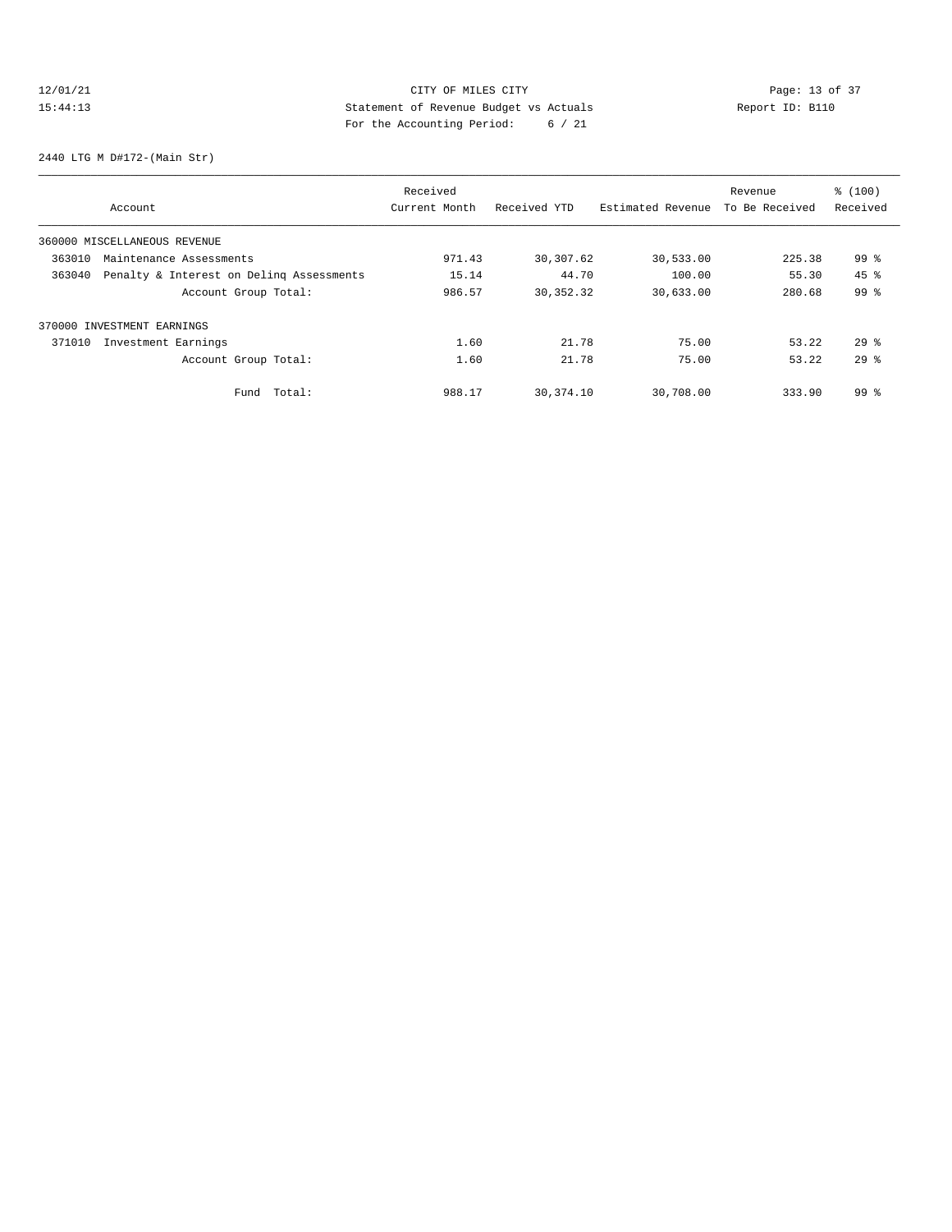CITY OF MILES CITY
Statement of Revenue Budget vs Actuals
For the Accounting Period: 6 / 21

12/01/21
15:44:13

Report ID: B110

2440 LTG M D#172-(Main Str)

| Account | Received Current Month | Received YTD | Estimated Revenue | Revenue To Be Received | % (100) Received |
|---|---|---|---|---|---|
| 360000 MISCELLANEOUS REVENUE | | | | | |
| 363010 Maintenance Assessments | 971.43 | 30,307.62 | 30,533.00 | 225.38 | 99 % |
| 363040 Penalty & Interest on Delinq Assessments | 15.14 | 44.70 | 100.00 | 55.30 | 45 % |
| Account Group Total: | 986.57 | 30,352.32 | 30,633.00 | 280.68 | 99 % |
| 370000 INVESTMENT EARNINGS | | | | | |
| 371010 Investment Earnings | 1.60 | 21.78 | 75.00 | 53.22 | 29 % |
| Account Group Total: | 1.60 | 21.78 | 75.00 | 53.22 | 29 % |
| Fund Total: | 988.17 | 30,374.10 | 30,708.00 | 333.90 | 99 % |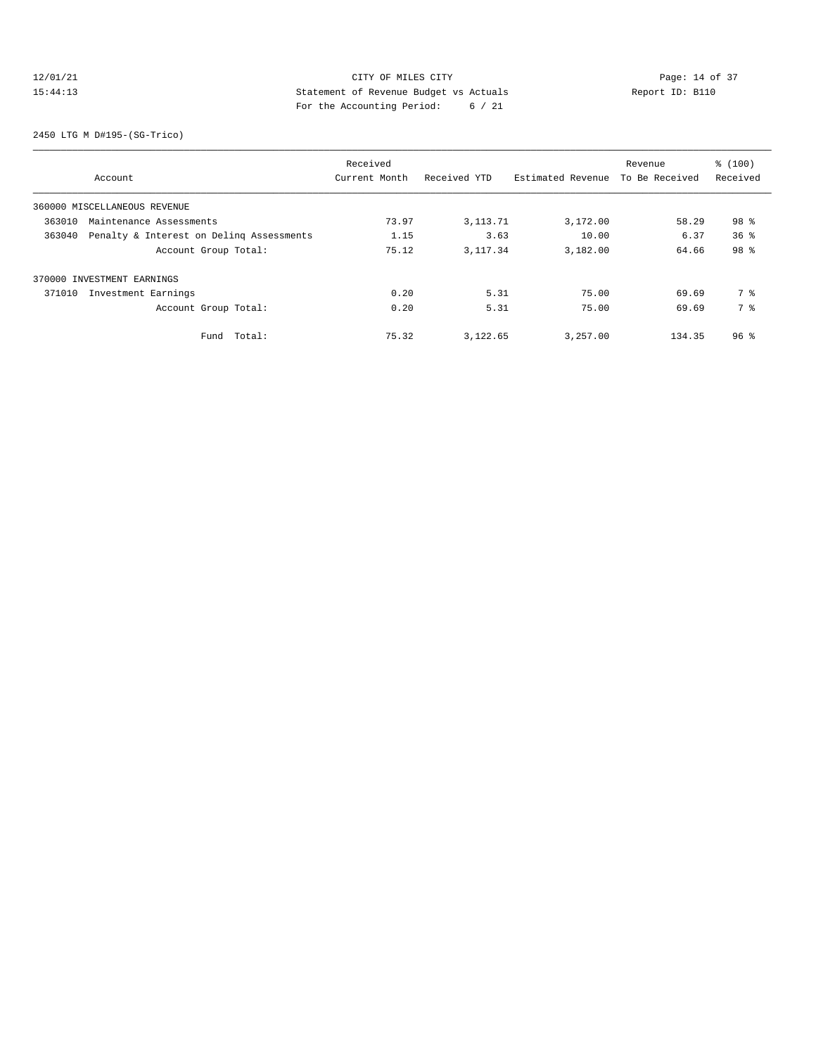CITY OF MILES CITY

Statement of Revenue Budget vs Actuals

For the Accounting Period: 6 / 21

2450 LTG M D#195-(SG-Trico)

| Account | Received Current Month | Received YTD | Estimated Revenue | Revenue To Be Received | % (100) Received |
|---|---|---|---|---|---|
| 360000 MISCELLANEOUS REVENUE | | | | | |
| 363010 Maintenance Assessments | 73.97 | 3,113.71 | 3,172.00 | 58.29 | 98 % |
| 363040 Penalty & Interest on Delinq Assessments | 1.15 | 3.63 | 10.00 | 6.37 | 36 % |
| Account Group Total: | 75.12 | 3,117.34 | 3,182.00 | 64.66 | 98 % |
| 370000 INVESTMENT EARNINGS | | | | | |
| 371010 Investment Earnings | 0.20 | 5.31 | 75.00 | 69.69 | 7 % |
| Account Group Total: | 0.20 | 5.31 | 75.00 | 69.69 | 7 % |
| Fund Total: | 75.32 | 3,122.65 | 3,257.00 | 134.35 | 96 % |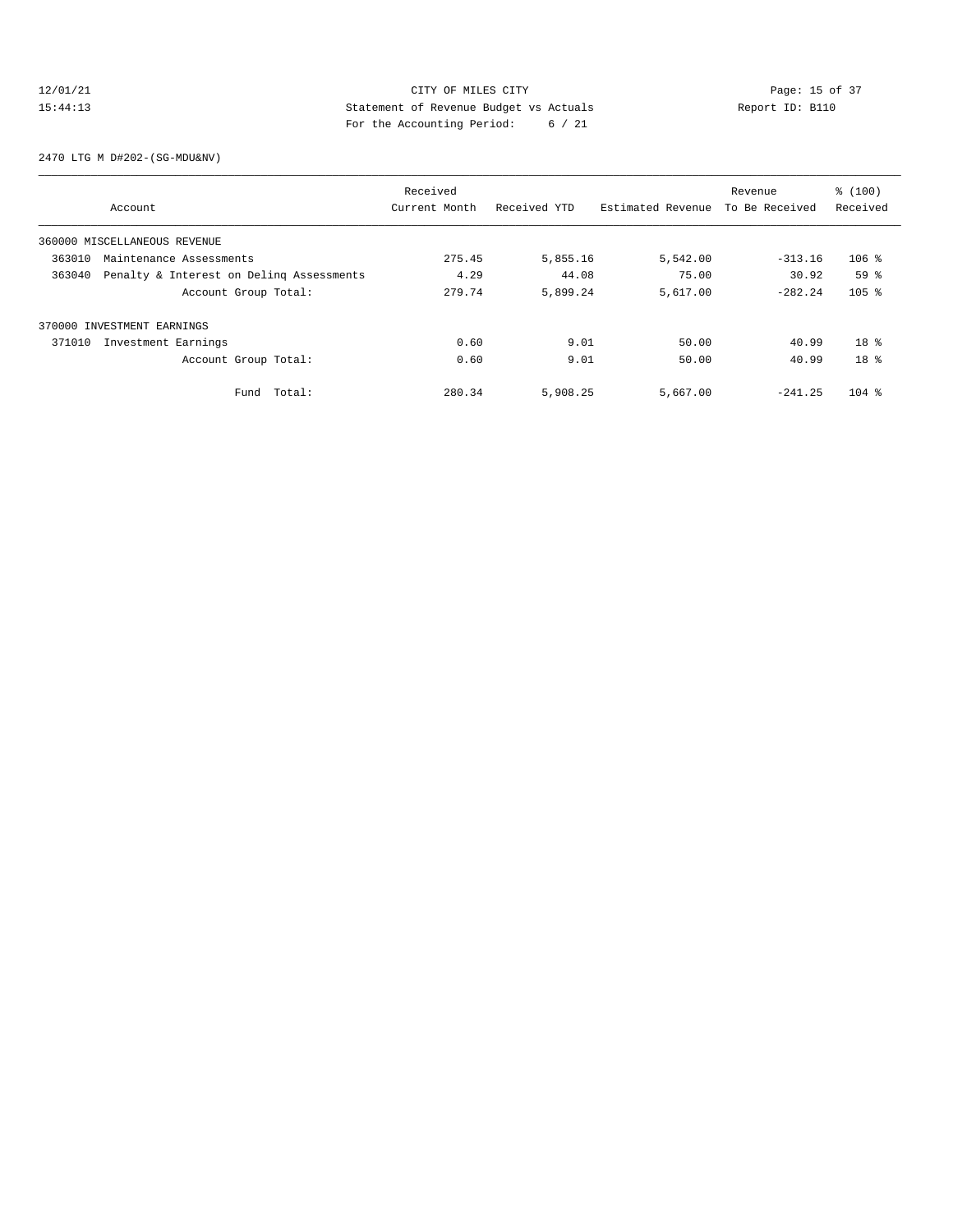CITY OF MILES CITY
Statement of Revenue Budget vs Actuals
For the Accounting Period: 6 / 21

12/01/21
15:44:13

Report ID: B110

2470 LTG M D#202-(SG-MDU&NV)

| Account | Received Current Month | Received YTD | Estimated Revenue | Revenue To Be Received | % (100) Received |
|---|---|---|---|---|---|
| 360000 MISCELLANEOUS REVENUE | | | | | |
| 363010 Maintenance Assessments | 275.45 | 5,855.16 | 5,542.00 | -313.16 | 106 % |
| 363040 Penalty & Interest on Delinq Assessments | 4.29 | 44.08 | 75.00 | 30.92 | 59 % |
| Account Group Total: | 279.74 | 5,899.24 | 5,617.00 | -282.24 | 105 % |
| 370000 INVESTMENT EARNINGS | | | | | |
| 371010 Investment Earnings | 0.60 | 9.01 | 50.00 | 40.99 | 18 % |
| Account Group Total: | 0.60 | 9.01 | 50.00 | 40.99 | 18 % |
| Fund Total: | 280.34 | 5,908.25 | 5,667.00 | -241.25 | 104 % |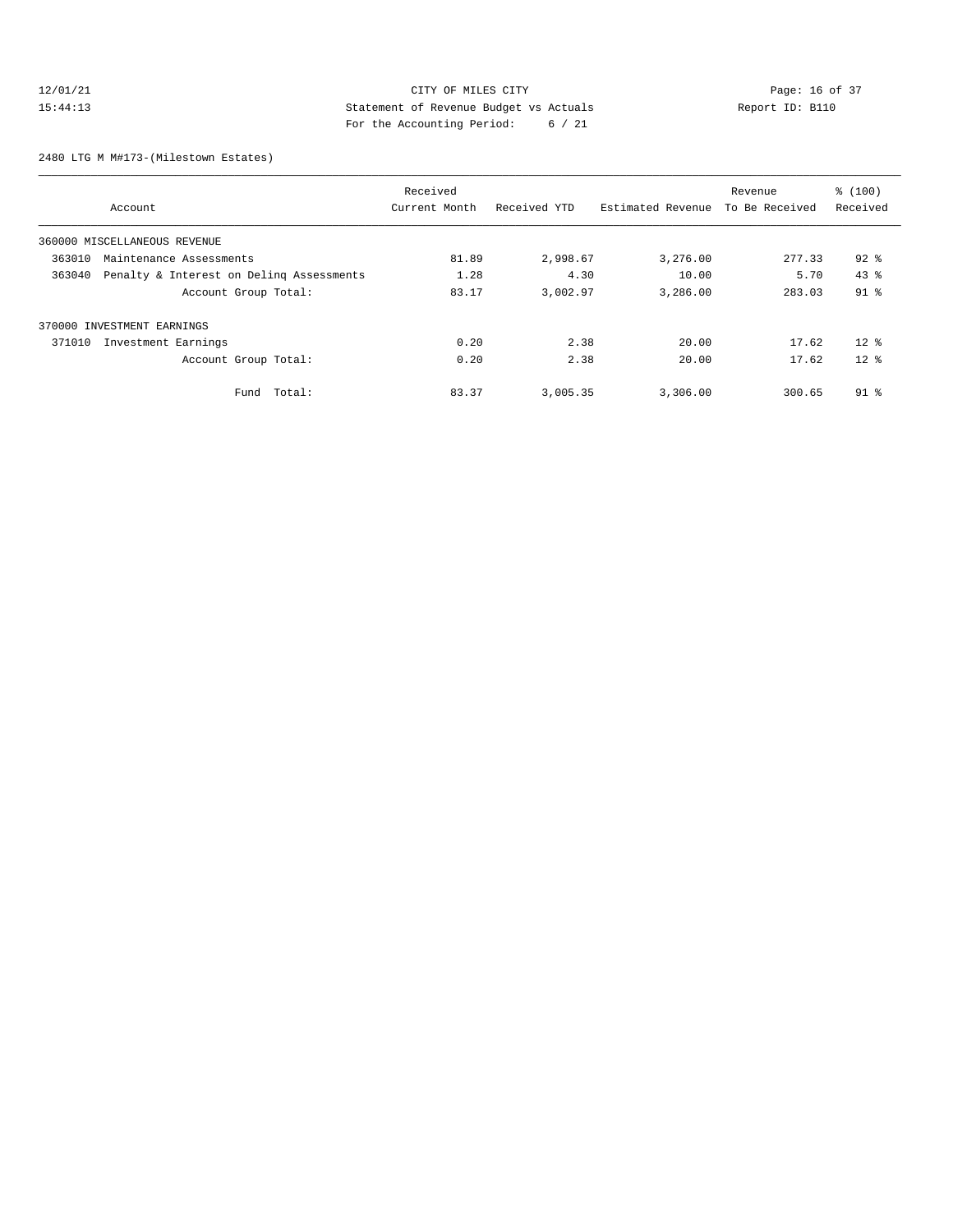CITY OF MILES CITY

Statement of Revenue Budget vs Actuals

For the Accounting Period: 6 / 21

12/01/21 15:44:13 Report ID: B110

2480 LTG M M#173-(Milestown Estates)

| Account | Received Current Month | Received YTD | Estimated Revenue | Revenue To Be Received | % (100) Received |
|---|---|---|---|---|---|
| 360000 MISCELLANEOUS REVENUE | | | | | |
| 363010 Maintenance Assessments | 81.89 | 2,998.67 | 3,276.00 | 277.33 | 92 % |
| 363040 Penalty & Interest on Delinq Assessments | 1.28 | 4.30 | 10.00 | 5.70 | 43 % |
| Account Group Total: | 83.17 | 3,002.97 | 3,286.00 | 283.03 | 91 % |
| 370000 INVESTMENT EARNINGS | | | | | |
| 371010 Investment Earnings | 0.20 | 2.38 | 20.00 | 17.62 | 12 % |
| Account Group Total: | 0.20 | 2.38 | 20.00 | 17.62 | 12 % |
| Fund Total: | 83.37 | 3,005.35 | 3,306.00 | 300.65 | 91 % |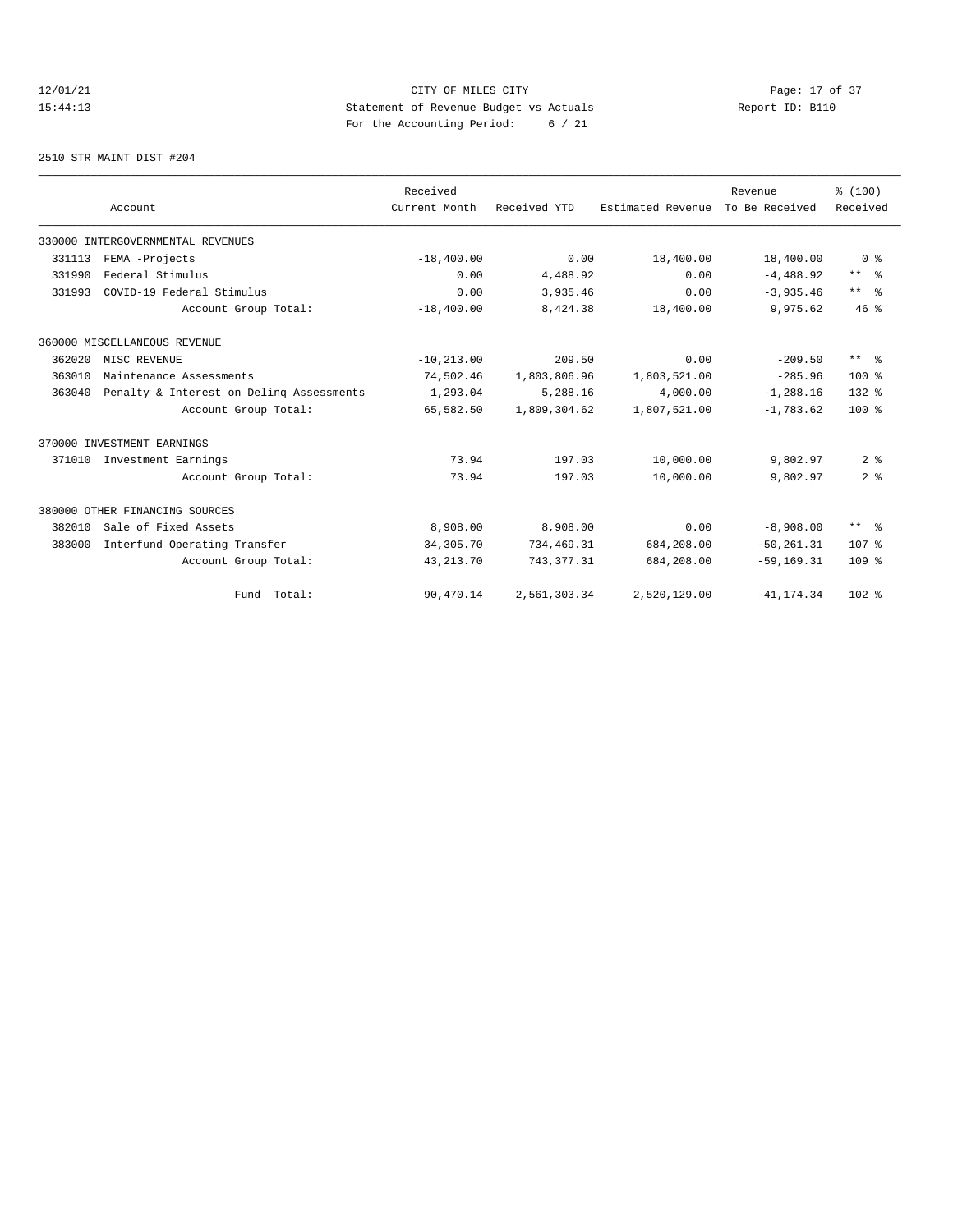CITY OF MILES CITY
Statement of Revenue Budget vs Actuals
For the Accounting Period: 6 / 21

12/01/21
15:44:13

Report ID: B110

2510 STR MAINT DIST #204

| Account | | Received Current Month | Received YTD | Estimated Revenue | Revenue To Be Received | % (100) Received |
|---|---|---|---|---|---|---|
| 330000 INTERGOVERNMENTAL REVENUES | | | | | | |
| 331113 | FEMA -Projects | -18,400.00 | 0.00 | 18,400.00 | 18,400.00 | 0 % |
| 331990 | Federal Stimulus | 0.00 | 4,488.92 | 0.00 | -4,488.92 | ** % |
| 331993 | COVID-19 Federal Stimulus | 0.00 | 3,935.46 | 0.00 | -3,935.46 | ** % |
| | Account Group Total: | -18,400.00 | 8,424.38 | 18,400.00 | 9,975.62 | 46 % |
| 360000 MISCELLANEOUS REVENUE | | | | | | |
| 362020 | MISC REVENUE | -10,213.00 | 209.50 | 0.00 | -209.50 | ** % |
| 363010 | Maintenance Assessments | 74,502.46 | 1,803,806.96 | 1,803,521.00 | -285.96 | 100 % |
| 363040 | Penalty & Interest on Delinq Assessments | 1,293.04 | 5,288.16 | 4,000.00 | -1,288.16 | 132 % |
| | Account Group Total: | 65,582.50 | 1,809,304.62 | 1,807,521.00 | -1,783.62 | 100 % |
| 370000 INVESTMENT EARNINGS | | | | | | |
| 371010 | Investment Earnings | 73.94 | 197.03 | 10,000.00 | 9,802.97 | 2 % |
| | Account Group Total: | 73.94 | 197.03 | 10,000.00 | 9,802.97 | 2 % |
| 380000 OTHER FINANCING SOURCES | | | | | | |
| 382010 | Sale of Fixed Assets | 8,908.00 | 8,908.00 | 0.00 | -8,908.00 | ** % |
| 383000 | Interfund Operating Transfer | 34,305.70 | 734,469.31 | 684,208.00 | -50,261.31 | 107 % |
| | Account Group Total: | 43,213.70 | 743,377.31 | 684,208.00 | -59,169.31 | 109 % |
| | Fund Total: | 90,470.14 | 2,561,303.34 | 2,520,129.00 | -41,174.34 | 102 % |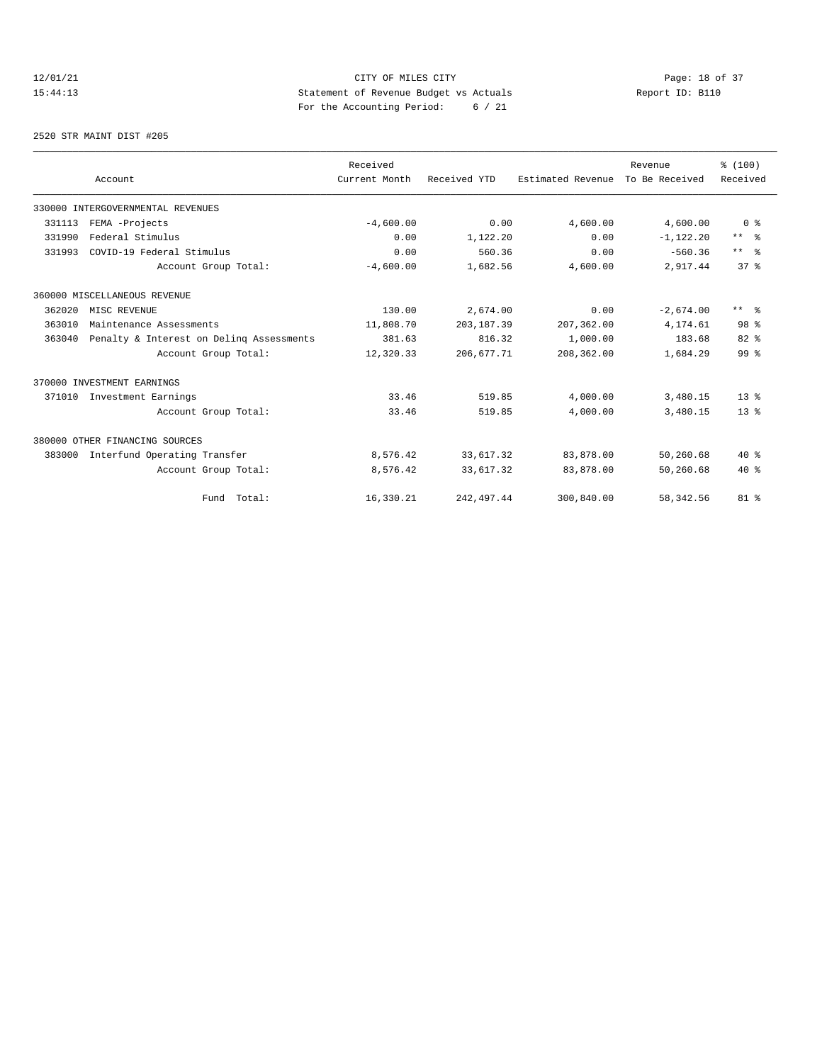CITY OF MILES CITY
Statement of Revenue Budget vs Actuals
For the Accounting Period: 6 / 21

12/01/21
15:44:13

Report ID: B110

2520 STR MAINT DIST #205

| Account | | Received Current Month | Received YTD | Estimated Revenue | Revenue To Be Received | % (100) Received |
|---|---|---|---|---|---|---|
| 330000 INTERGOVERNMENTAL REVENUES | | | | | | |
| 331113 | FEMA -Projects | -4,600.00 | 0.00 | 4,600.00 | 4,600.00 | 0 % |
| 331990 | Federal Stimulus | 0.00 | 1,122.20 | 0.00 | -1,122.20 | ** % |
| 331993 | COVID-19 Federal Stimulus | 0.00 | 560.36 | 0.00 | -560.36 | ** % |
| | Account Group Total: | -4,600.00 | 1,682.56 | 4,600.00 | 2,917.44 | 37 % |
| 360000 MISCELLANEOUS REVENUE | | | | | | |
| 362020 | MISC REVENUE | 130.00 | 2,674.00 | 0.00 | -2,674.00 | ** % |
| 363010 | Maintenance Assessments | 11,808.70 | 203,187.39 | 207,362.00 | 4,174.61 | 98 % |
| 363040 | Penalty & Interest on Delinq Assessments | 381.63 | 816.32 | 1,000.00 | 183.68 | 82 % |
| | Account Group Total: | 12,320.33 | 206,677.71 | 208,362.00 | 1,684.29 | 99 % |
| 370000 INVESTMENT EARNINGS | | | | | | |
| 371010 | Investment Earnings | 33.46 | 519.85 | 4,000.00 | 3,480.15 | 13 % |
| | Account Group Total: | 33.46 | 519.85 | 4,000.00 | 3,480.15 | 13 % |
| 380000 OTHER FINANCING SOURCES | | | | | | |
| 383000 | Interfund Operating Transfer | 8,576.42 | 33,617.32 | 83,878.00 | 50,260.68 | 40 % |
| | Account Group Total: | 8,576.42 | 33,617.32 | 83,878.00 | 50,260.68 | 40 % |
| | Fund Total: | 16,330.21 | 242,497.44 | 300,840.00 | 58,342.56 | 81 % |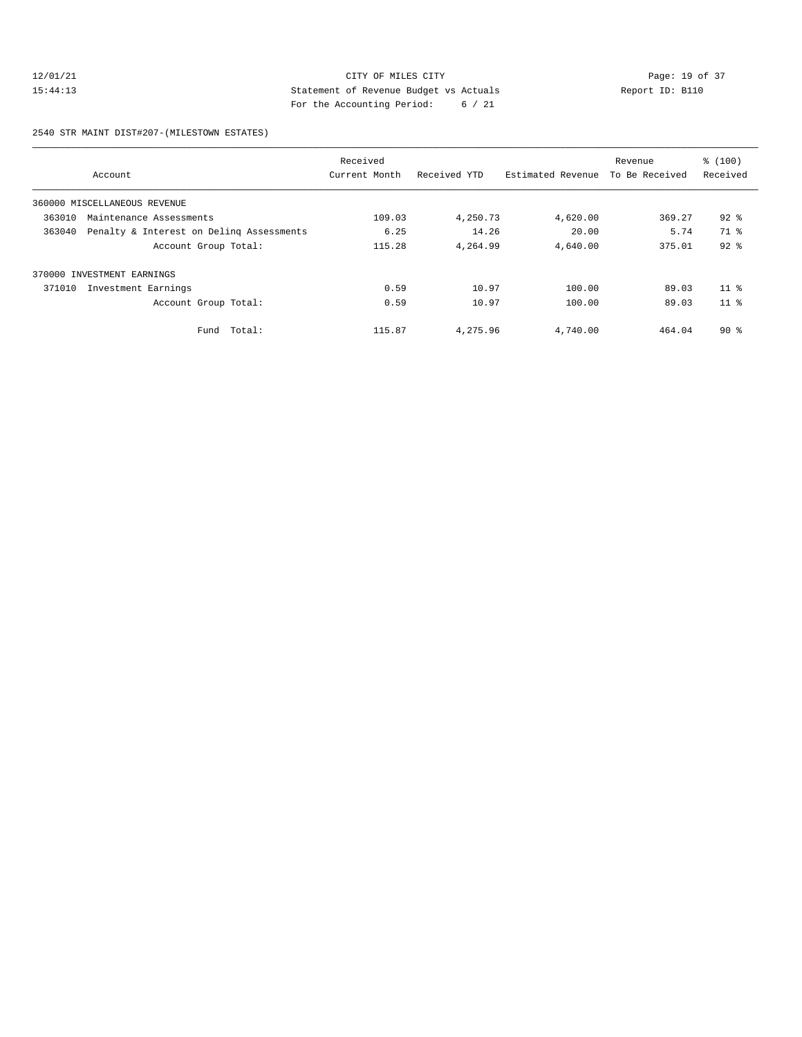CITY OF MILES CITY

Statement of Revenue Budget vs Actuals

For the Accounting Period: 6 / 21

12/01/21 15:44:13 Report ID: B110

2540 STR MAINT DIST#207-(MILESTOWN ESTATES)

| Account | Received Current Month | Received YTD | Estimated Revenue | Revenue To Be Received | % (100) Received |
|---|---|---|---|---|---|
| 360000 MISCELLANEOUS REVENUE | | | | | |
| 363010 Maintenance Assessments | 109.03 | 4,250.73 | 4,620.00 | 369.27 | 92 % |
| 363040 Penalty & Interest on Delinq Assessments | 6.25 | 14.26 | 20.00 | 5.74 | 71 % |
| Account Group Total: | 115.28 | 4,264.99 | 4,640.00 | 375.01 | 92 % |
| 370000 INVESTMENT EARNINGS | | | | | |
| 371010 Investment Earnings | 0.59 | 10.97 | 100.00 | 89.03 | 11 % |
| Account Group Total: | 0.59 | 10.97 | 100.00 | 89.03 | 11 % |
| Fund Total: | 115.87 | 4,275.96 | 4,740.00 | 464.04 | 90 % |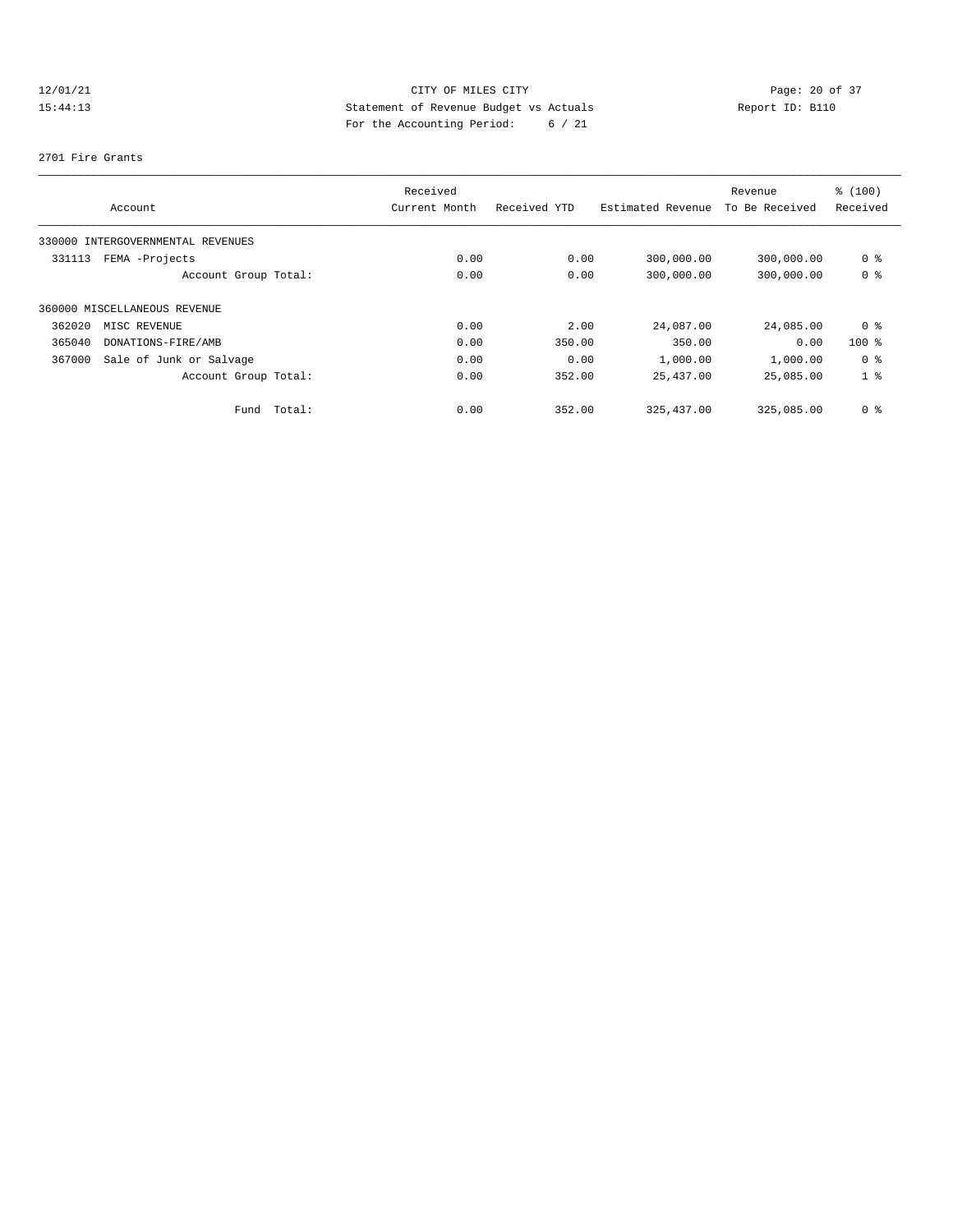12/01/21 CITY OF MILES CITY

15:44:13 Statement of Revenue Budget vs Actuals Report ID: B110

For the Accounting Period: 6 / 21

2701 Fire Grants

| Account | Received Current Month | Received YTD | Estimated Revenue | Revenue To Be Received | % (100) Received |
|---|---|---|---|---|---|
| 330000 INTERGOVERNMENTAL REVENUES | | | | | |
| 331113 FEMA -Projects | 0.00 | 0.00 | 300,000.00 | 300,000.00 | 0 % |
| Account Group Total: | 0.00 | 0.00 | 300,000.00 | 300,000.00 | 0 % |
| 360000 MISCELLANEOUS REVENUE | | | | | |
| 362020 MISC REVENUE | 0.00 | 2.00 | 24,087.00 | 24,085.00 | 0 % |
| 365040 DONATIONS-FIRE/AMB | 0.00 | 350.00 | 350.00 | 0.00 | 100 % |
| 367000 Sale of Junk or Salvage | 0.00 | 0.00 | 1,000.00 | 1,000.00 | 0 % |
| Account Group Total: | 0.00 | 352.00 | 25,437.00 | 25,085.00 | 1 % |
| Fund Total: | 0.00 | 352.00 | 325,437.00 | 325,085.00 | 0 % |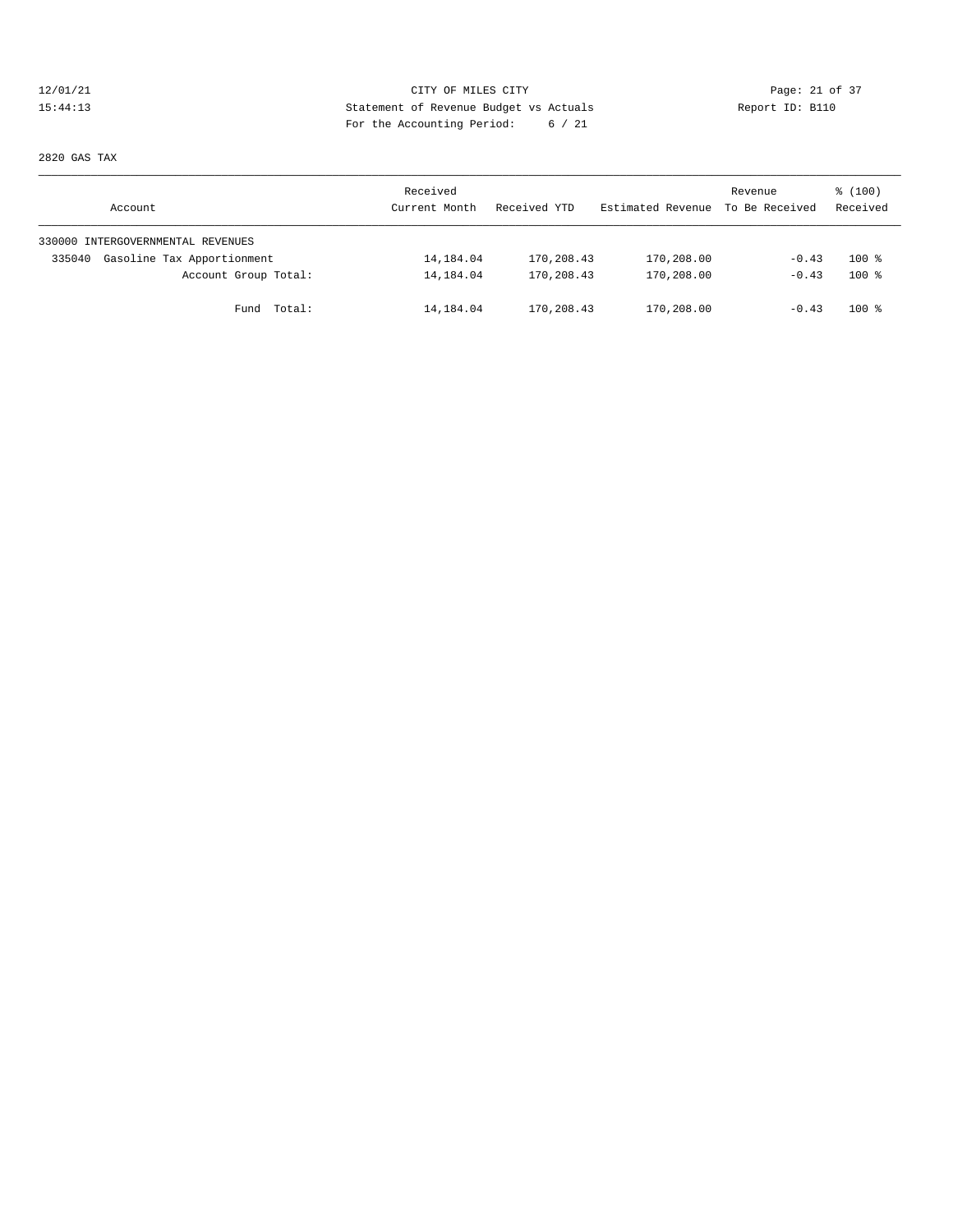CITY OF MILES CITY
Statement of Revenue Budget vs Actuals
For the Accounting Period: 6 / 21

12/01/21
15:44:13

Report ID: B110

2820 GAS TAX

| Account | Received Current Month | Received YTD | Estimated Revenue | Revenue To Be Received | % (100) Received |
|---|---|---|---|---|---|
| 330000 INTERGOVERNMENTAL REVENUES | | | | | |
| 335040 Gasoline Tax Apportionment | 14,184.04 | 170,208.43 | 170,208.00 | -0.43 | 100 % |
| Account Group Total: | 14,184.04 | 170,208.43 | 170,208.00 | -0.43 | 100 % |
| Fund Total: | 14,184.04 | 170,208.43 | 170,208.00 | -0.43 | 100 % |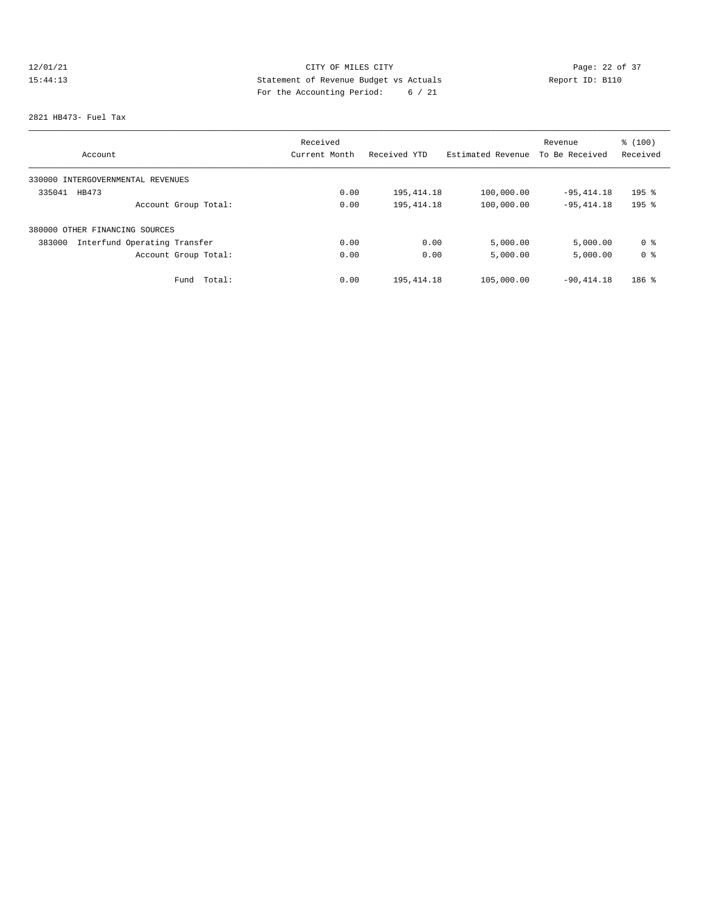CITY OF MILES CITY
Statement of Revenue Budget vs Actuals
For the Accounting Period: 6 / 21

12/01/21
15:44:13

Report ID: B110

2821 HB473- Fuel Tax

| Account | Received Current Month | Received YTD | Estimated Revenue | Revenue To Be Received | % (100) Received |
|---|---|---|---|---|---|
| 330000 INTERGOVERNMENTAL REVENUES | | | | | |
| 335041 HB473 | 0.00 | 195,414.18 | 100,000.00 | -95,414.18 | 195 % |
| Account Group Total: | 0.00 | 195,414.18 | 100,000.00 | -95,414.18 | 195 % |
| 380000 OTHER FINANCING SOURCES | | | | | |
| 383000 Interfund Operating Transfer | 0.00 | 0.00 | 5,000.00 | 5,000.00 | 0 % |
| Account Group Total: | 0.00 | 0.00 | 5,000.00 | 5,000.00 | 0 % |
| Fund Total: | 0.00 | 195,414.18 | 105,000.00 | -90,414.18 | 186 % |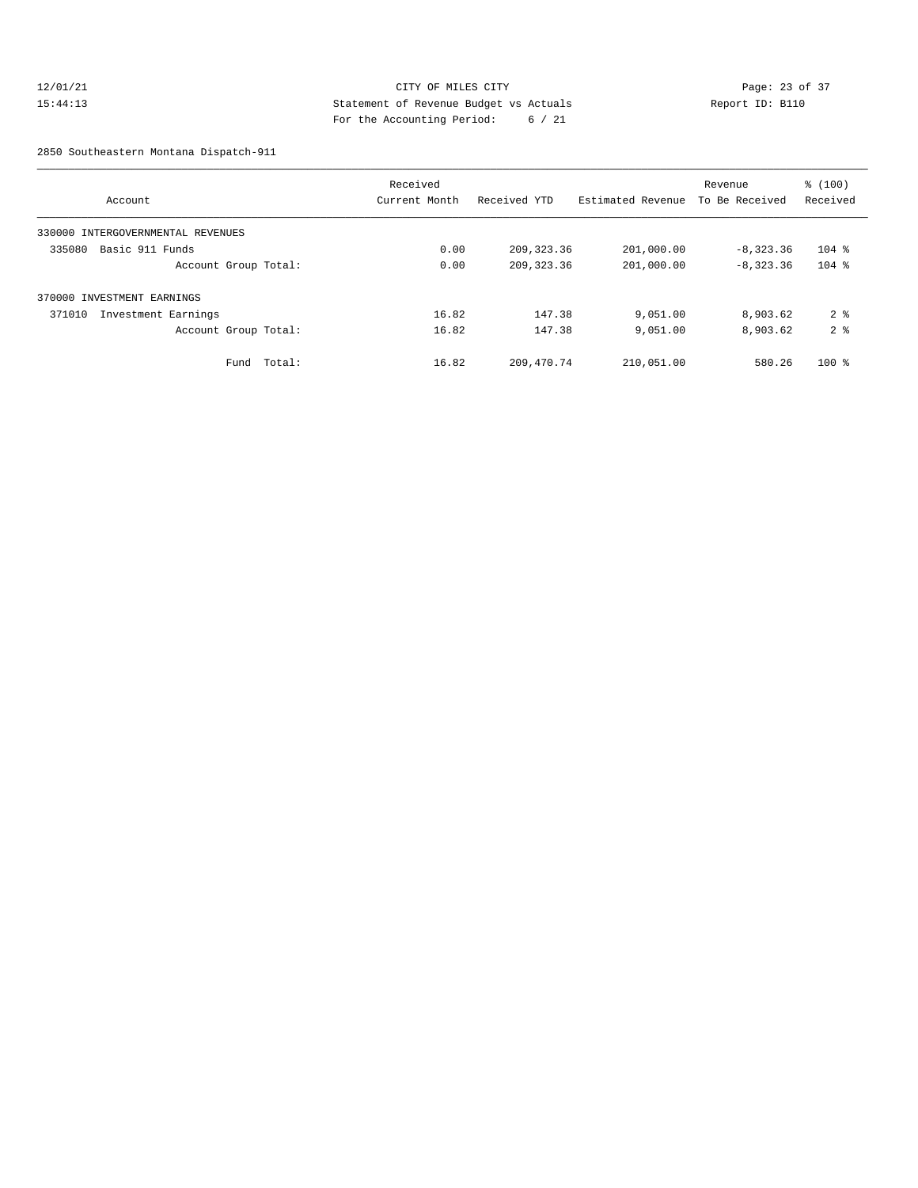CITY OF MILES CITY

Statement of Revenue Budget vs Actuals

For the Accounting Period: 6 / 21

12/01/21 15:44:13 Report ID: B110

2850 Southeastern Montana Dispatch-911

| Account | Received Current Month | Received YTD | Estimated Revenue | Revenue To Be Received | % (100) Received |
|---|---|---|---|---|---|
| 330000 INTERGOVERNMENTAL REVENUES | | | | | |
| 335080 Basic 911 Funds | 0.00 | 209,323.36 | 201,000.00 | -8,323.36 | 104 % |
| Account Group Total: | 0.00 | 209,323.36 | 201,000.00 | -8,323.36 | 104 % |
| 370000 INVESTMENT EARNINGS | | | | | |
| 371010 Investment Earnings | 16.82 | 147.38 | 9,051.00 | 8,903.62 | 2 % |
| Account Group Total: | 16.82 | 147.38 | 9,051.00 | 8,903.62 | 2 % |
| Fund Total: | 16.82 | 209,470.74 | 210,051.00 | 580.26 | 100 % |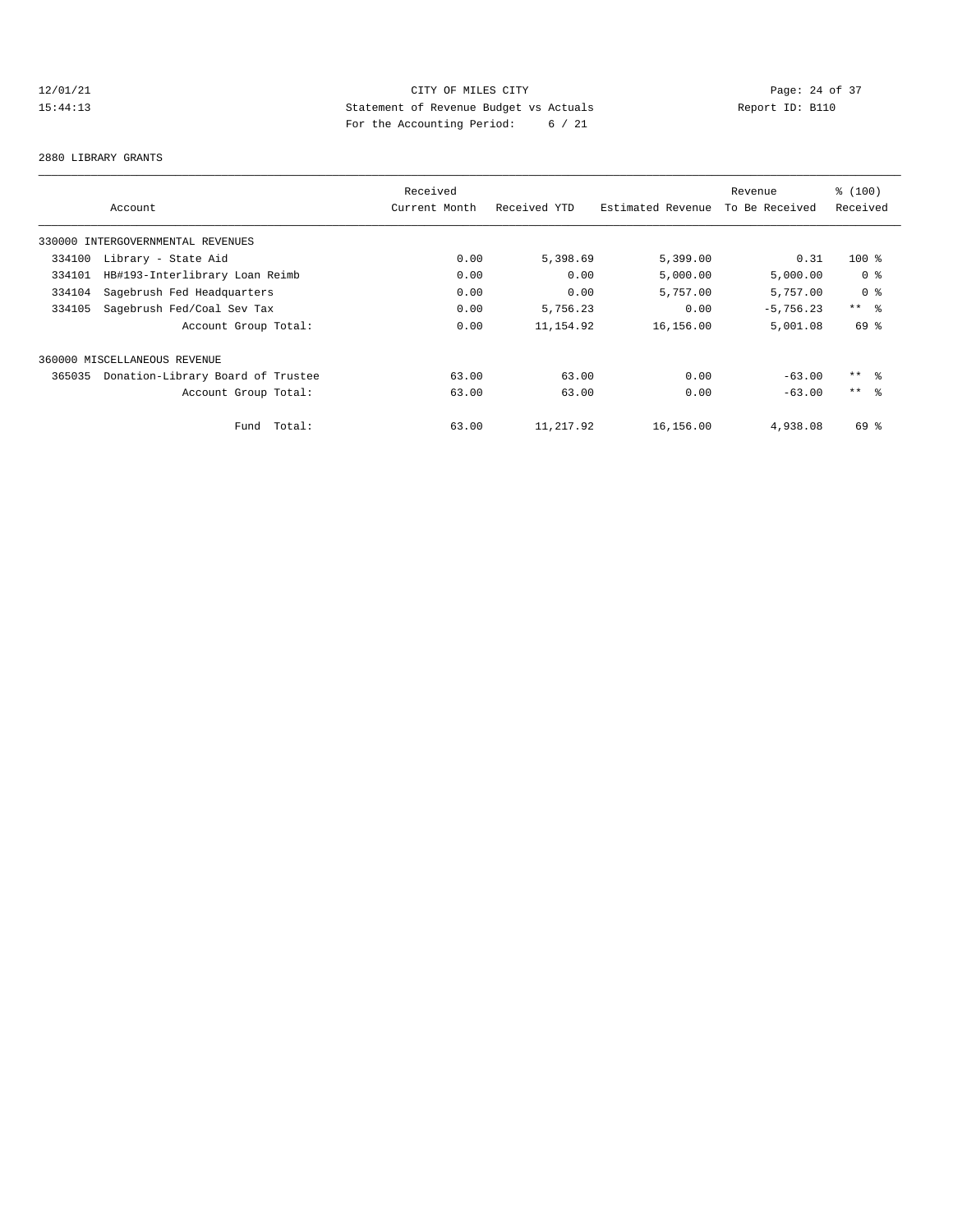12/01/21 CITY OF MILES CITY
15:44:13 Statement of Revenue Budget vs Actuals Report ID: B110
For the Accounting Period: 6 / 21

2880 LIBRARY GRANTS

| Account | | Received Current Month | Received YTD | Estimated Revenue | Revenue To Be Received | % (100) Received |
|---|---|---|---|---|---|---|
| 330000 INTERGOVERNMENTAL REVENUES | | | | | | |
| 334100 | Library - State Aid | 0.00 | 5,398.69 | 5,399.00 | 0.31 | 100 % |
| 334101 | HB#193-Interlibrary Loan Reimb | 0.00 | 0.00 | 5,000.00 | 5,000.00 | 0 % |
| 334104 | Sagebrush Fed Headquarters | 0.00 | 0.00 | 5,757.00 | 5,757.00 | 0 % |
| 334105 | Sagebrush Fed/Coal Sev Tax | 0.00 | 5,756.23 | 0.00 | -5,756.23 | ** % |
| | Account Group Total: | 0.00 | 11,154.92 | 16,156.00 | 5,001.08 | 69 % |
| 360000 MISCELLANEOUS REVENUE | | | | | | |
| 365035 | Donation-Library Board of Trustee | 63.00 | 63.00 | 0.00 | -63.00 | ** % |
| | Account Group Total: | 63.00 | 63.00 | 0.00 | -63.00 | ** % |
| | Fund Total: | 63.00 | 11,217.92 | 16,156.00 | 4,938.08 | 69 % |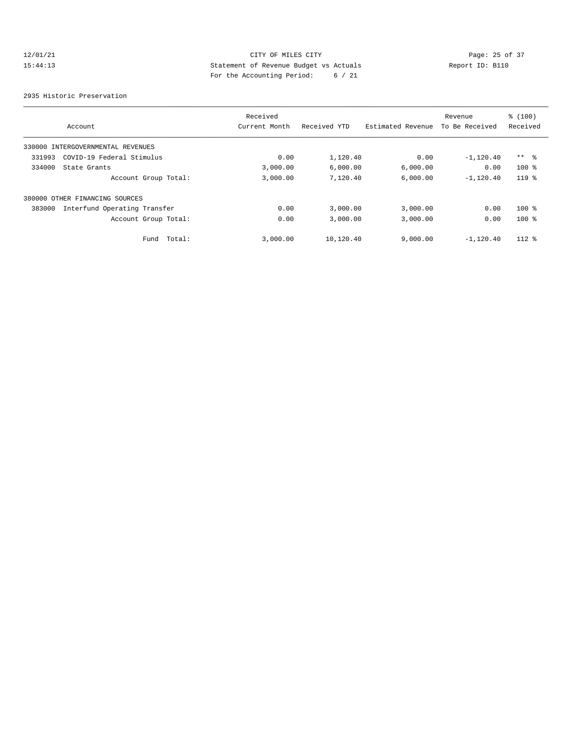CITY OF MILES CITY
Statement of Revenue Budget vs Actuals
For the Accounting Period: 6 / 21

12/01/21
15:44:13

Report ID: B110

2935 Historic Preservation

| Account | Received Current Month | Received YTD | Estimated Revenue | Revenue To Be Received | % (100) Received |
|---|---|---|---|---|---|
| 330000 INTERGOVERNMENTAL REVENUES | | | | | |
| 331993 COVID-19 Federal Stimulus | 0.00 | 1,120.40 | 0.00 | -1,120.40 | ** % |
| 334000 State Grants | 3,000.00 | 6,000.00 | 6,000.00 | 0.00 | 100 % |
| Account Group Total: | 3,000.00 | 7,120.40 | 6,000.00 | -1,120.40 | 119 % |
| 380000 OTHER FINANCING SOURCES | | | | | |
| 383000 Interfund Operating Transfer | 0.00 | 3,000.00 | 3,000.00 | 0.00 | 100 % |
| Account Group Total: | 0.00 | 3,000.00 | 3,000.00 | 0.00 | 100 % |
| Fund Total: | 3,000.00 | 10,120.40 | 9,000.00 | -1,120.40 | 112 % |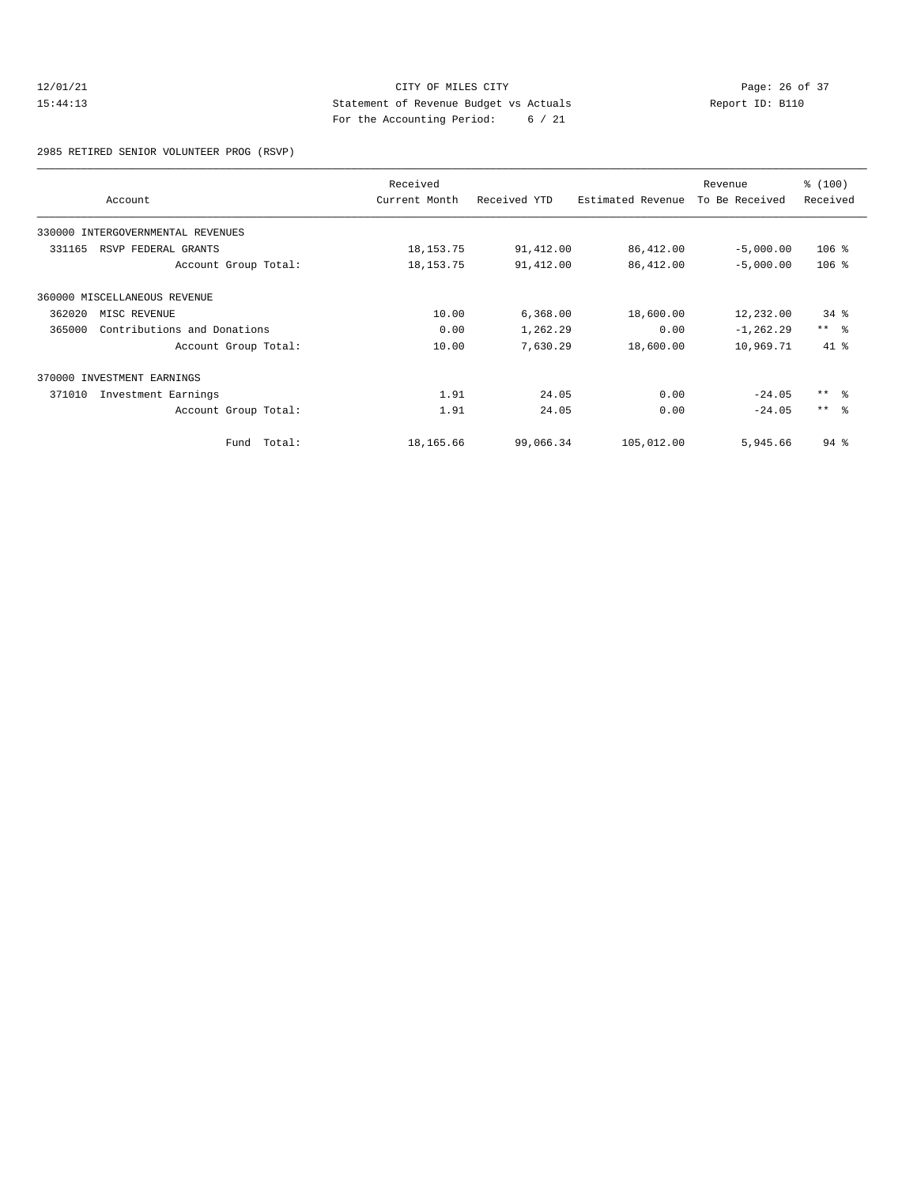CITY OF MILES CITY
Statement of Revenue Budget vs Actuals
For the Accounting Period: 6 / 21

12/01/21
15:44:13

Report ID: B110

2985 RETIRED SENIOR VOLUNTEER PROG (RSVP)

| Account | Received Current Month | Received YTD | Estimated Revenue | Revenue To Be Received | % (100) Received |
|---|---|---|---|---|---|
| 330000 INTERGOVERNMENTAL REVENUES | | | | | |
| 331165 RSVP FEDERAL GRANTS | 18,153.75 | 91,412.00 | 86,412.00 | -5,000.00 | 106 % |
| Account Group Total: | 18,153.75 | 91,412.00 | 86,412.00 | -5,000.00 | 106 % |
| 360000 MISCELLANEOUS REVENUE | | | | | |
| 362020 MISC REVENUE | 10.00 | 6,368.00 | 18,600.00 | 12,232.00 | 34 % |
| 365000 Contributions and Donations | 0.00 | 1,262.29 | 0.00 | -1,262.29 | ** % |
| Account Group Total: | 10.00 | 7,630.29 | 18,600.00 | 10,969.71 | 41 % |
| 370000 INVESTMENT EARNINGS | | | | | |
| 371010 Investment Earnings | 1.91 | 24.05 | 0.00 | -24.05 | ** % |
| Account Group Total: | 1.91 | 24.05 | 0.00 | -24.05 | ** % |
| Fund Total: | 18,165.66 | 99,066.34 | 105,012.00 | 5,945.66 | 94 % |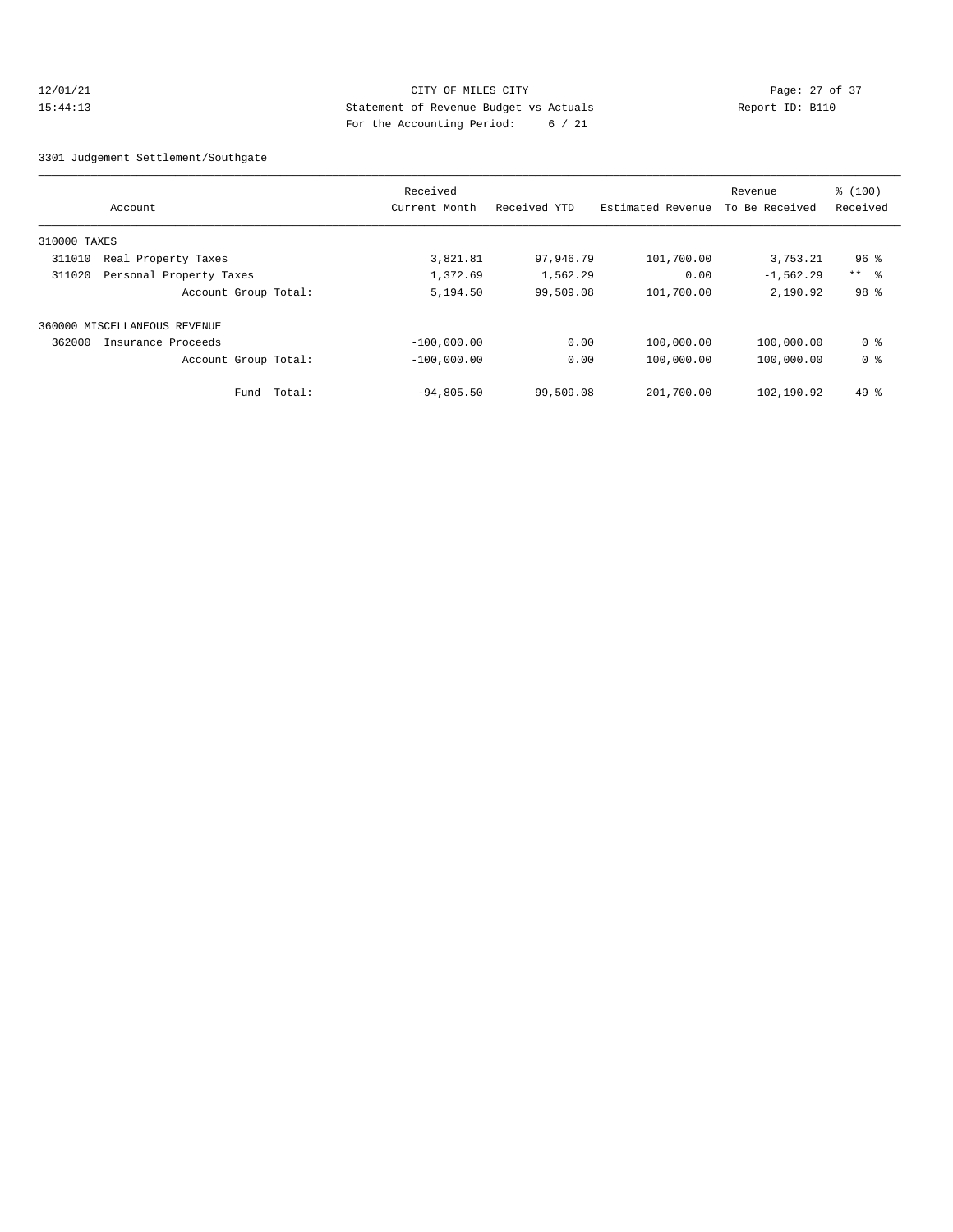CITY OF MILES CITY
Statement of Revenue Budget vs Actuals
For the Accounting Period: 6 / 21

12/01/21
15:44:13

Report ID: B110

3301 Judgement Settlement/Southgate

| Account | Received Current Month | Received YTD | Estimated Revenue | Revenue To Be Received | % (100) Received |
|---|---|---|---|---|---|
| 310000 TAXES | | | | | |
| 311010 Real Property Taxes | 3,821.81 | 97,946.79 | 101,700.00 | 3,753.21 | 96 % |
| 311020 Personal Property Taxes | 1,372.69 | 1,562.29 | 0.00 | -1,562.29 | ** % |
| Account Group Total: | 5,194.50 | 99,509.08 | 101,700.00 | 2,190.92 | 98 % |
| 360000 MISCELLANEOUS REVENUE | | | | | |
| 362000 Insurance Proceeds | -100,000.00 | 0.00 | 100,000.00 | 100,000.00 | 0 % |
| Account Group Total: | -100,000.00 | 0.00 | 100,000.00 | 100,000.00 | 0 % |
| Fund Total: | -94,805.50 | 99,509.08 | 201,700.00 | 102,190.92 | 49 % |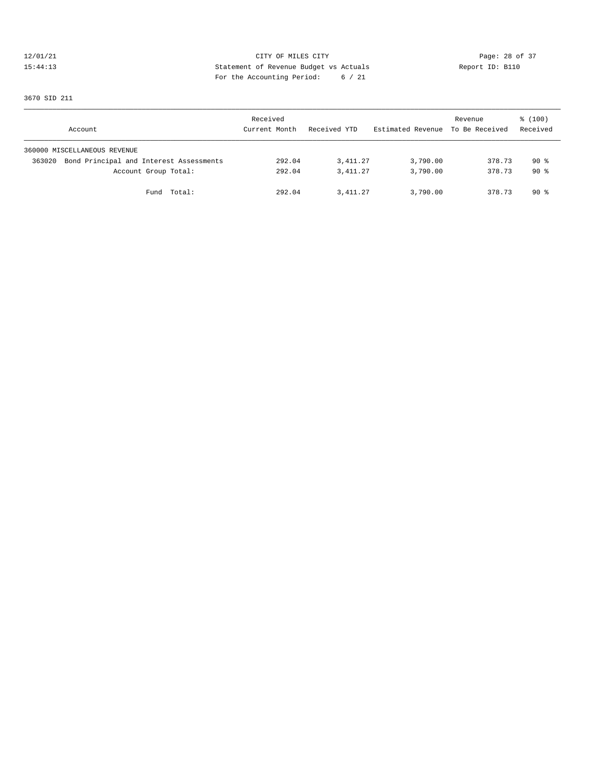CITY OF MILES CITY
Statement of Revenue Budget vs Actuals
For the Accounting Period: 6 / 21

12/01/21
15:44:13

Report ID: B110

3670 SID 211

| Account | Received Current Month | Received YTD | Estimated Revenue | Revenue To Be Received | % (100) Received |
|---|---|---|---|---|---|
| 360000 MISCELLANEOUS REVENUE | | | | | |
| 363020 Bond Principal and Interest Assessments | 292.04 | 3,411.27 | 3,790.00 | 378.73 | 90 % |
| Account Group Total: | 292.04 | 3,411.27 | 3,790.00 | 378.73 | 90 % |
| Fund Total: | 292.04 | 3,411.27 | 3,790.00 | 378.73 | 90 % |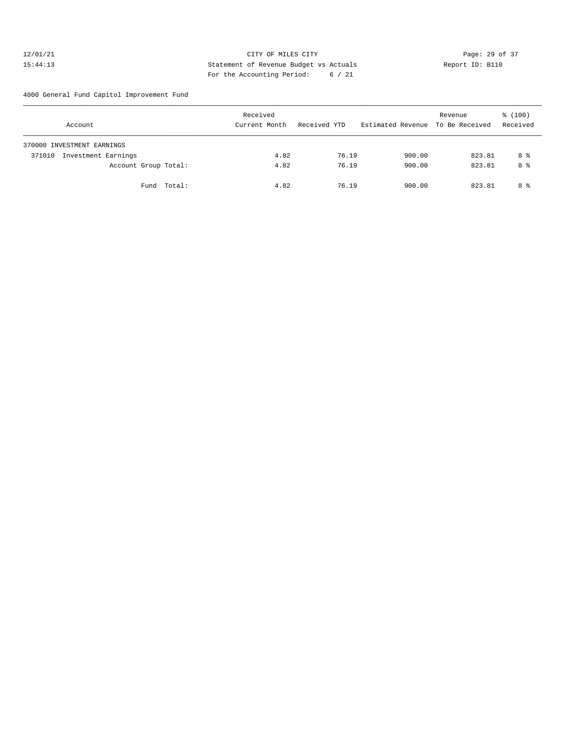CITY OF MILES CITY
Statement of Revenue Budget vs Actuals
For the Accounting Period: 6 / 21

12/01/21
15:44:13

Report ID: B110

4000 General Fund Capitol Improvement Fund

| Account | Received Current Month | Received YTD | Estimated Revenue | Revenue To Be Received | % (100) Received |
|---|---|---|---|---|---|
| 370000 INVESTMENT EARNINGS | | | | | |
| 371010 Investment Earnings | 4.82 | 76.19 | 900.00 | 823.81 | 8 % |
| Account Group Total: | 4.82 | 76.19 | 900.00 | 823.81 | 8 % |
| Fund Total: | 4.82 | 76.19 | 900.00 | 823.81 | 8 % |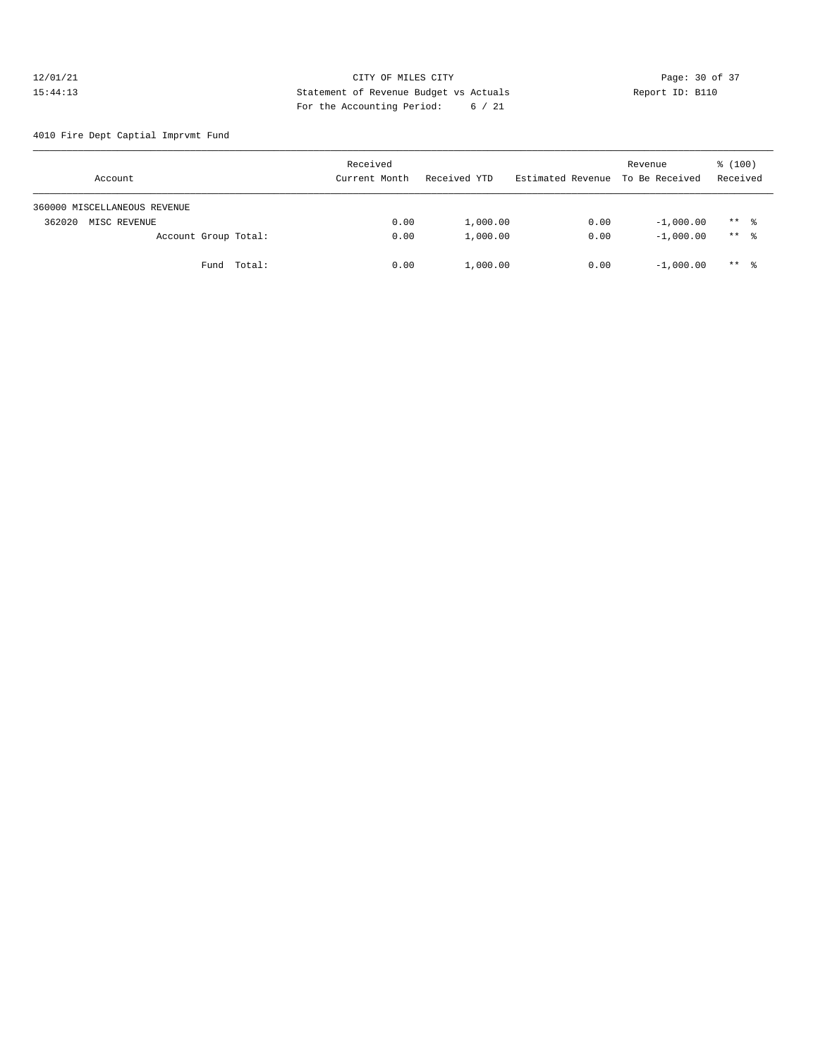CITY OF MILES CITY
Statement of Revenue Budget vs Actuals
For the Accounting Period: 6 / 21

12/01/21
15:44:13

Report ID: B110

4010 Fire Dept Captial Imprvmt Fund

| Account | Received Current Month | Received YTD | Estimated Revenue | Revenue To Be Received | % (100) Received |
|---|---|---|---|---|---|
| 360000 MISCELLANEOUS REVENUE | | | | | |
| 362020 MISC REVENUE | 0.00 | 1,000.00 | 0.00 | -1,000.00 | ** % |
| Account Group Total: | 0.00 | 1,000.00 | 0.00 | -1,000.00 | ** % |
| Fund Total: | 0.00 | 1,000.00 | 0.00 | -1,000.00 | ** % |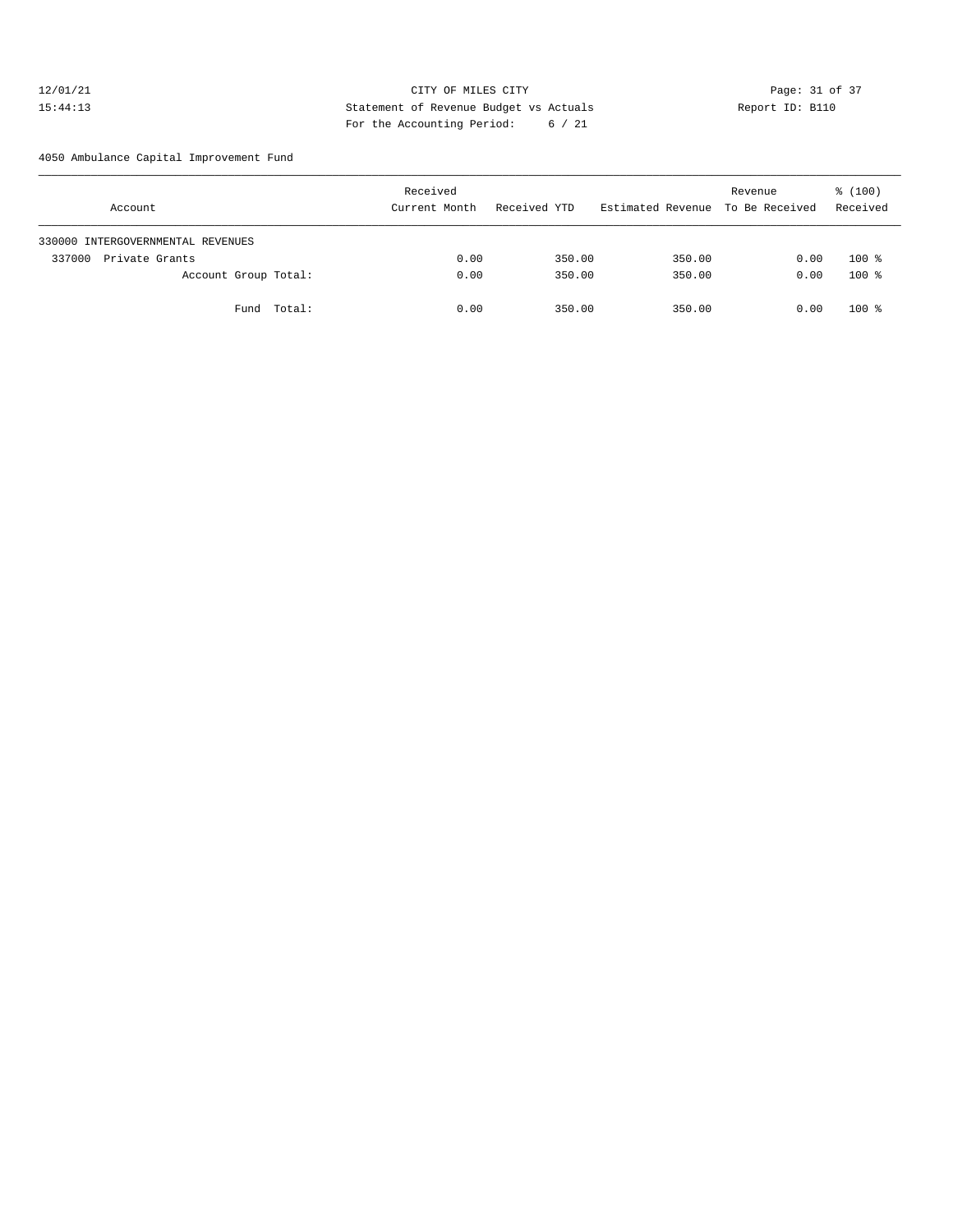CITY OF MILES CITY

Statement of Revenue Budget vs Actuals

For the Accounting Period: 6 / 21

12/01/21 15:44:13 Report ID: B110

4050 Ambulance Capital Improvement Fund

| Account | Received Current Month | Received YTD | Estimated Revenue | Revenue To Be Received | % (100) Received |
|---|---|---|---|---|---|
| 330000 INTERGOVERNMENTAL REVENUES | | | | | |
| 337000 Private Grants | 0.00 | 350.00 | 350.00 | 0.00 | 100 % |
| Account Group Total: | 0.00 | 350.00 | 350.00 | 0.00 | 100 % |
| Fund Total: | 0.00 | 350.00 | 350.00 | 0.00 | 100 % |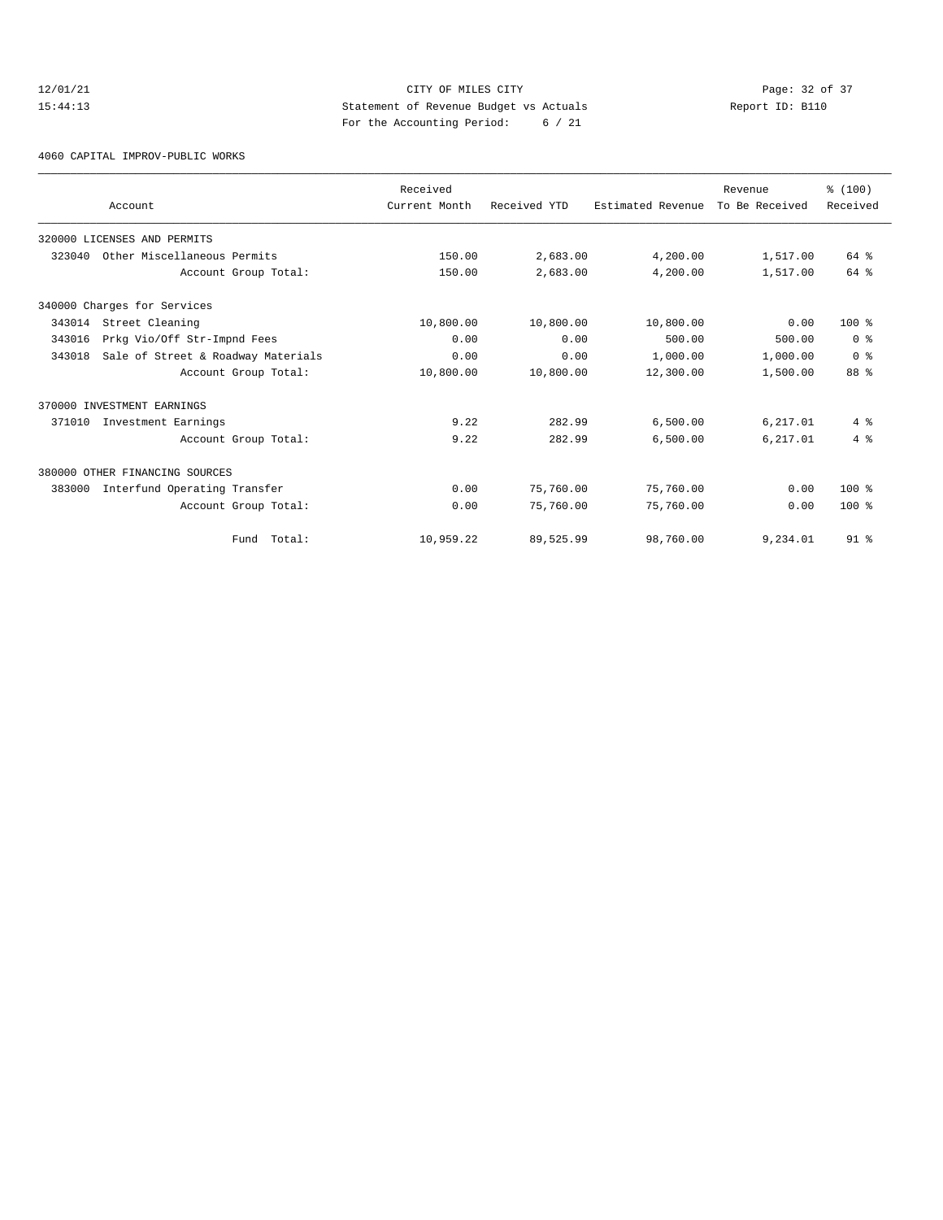CITY OF MILES CITY

Statement of Revenue Budget vs Actuals

For the Accounting Period: 6 / 21

12/01/21
15:44:13

Report ID: B110

4060 CAPITAL IMPROV-PUBLIC WORKS

| Account | Received Current Month | Received YTD | Estimated Revenue | Revenue To Be Received | % (100) Received |
|---|---|---|---|---|---|
| 320000 LICENSES AND PERMITS | | | | | |
| 323040 Other Miscellaneous Permits | 150.00 | 2,683.00 | 4,200.00 | 1,517.00 | 64 % |
| Account Group Total: | 150.00 | 2,683.00 | 4,200.00 | 1,517.00 | 64 % |
| 340000 Charges for Services | | | | | |
| 343014 Street Cleaning | 10,800.00 | 10,800.00 | 10,800.00 | 0.00 | 100 % |
| 343016 Prkg Vio/Off Str-Impnd Fees | 0.00 | 0.00 | 500.00 | 500.00 | 0 % |
| 343018 Sale of Street & Roadway Materials | 0.00 | 0.00 | 1,000.00 | 1,000.00 | 0 % |
| Account Group Total: | 10,800.00 | 10,800.00 | 12,300.00 | 1,500.00 | 88 % |
| 370000 INVESTMENT EARNINGS | | | | | |
| 371010 Investment Earnings | 9.22 | 282.99 | 6,500.00 | 6,217.01 | 4 % |
| Account Group Total: | 9.22 | 282.99 | 6,500.00 | 6,217.01 | 4 % |
| 380000 OTHER FINANCING SOURCES | | | | | |
| 383000 Interfund Operating Transfer | 0.00 | 75,760.00 | 75,760.00 | 0.00 | 100 % |
| Account Group Total: | 0.00 | 75,760.00 | 75,760.00 | 0.00 | 100 % |
| Fund Total: | 10,959.22 | 89,525.99 | 98,760.00 | 9,234.01 | 91 % |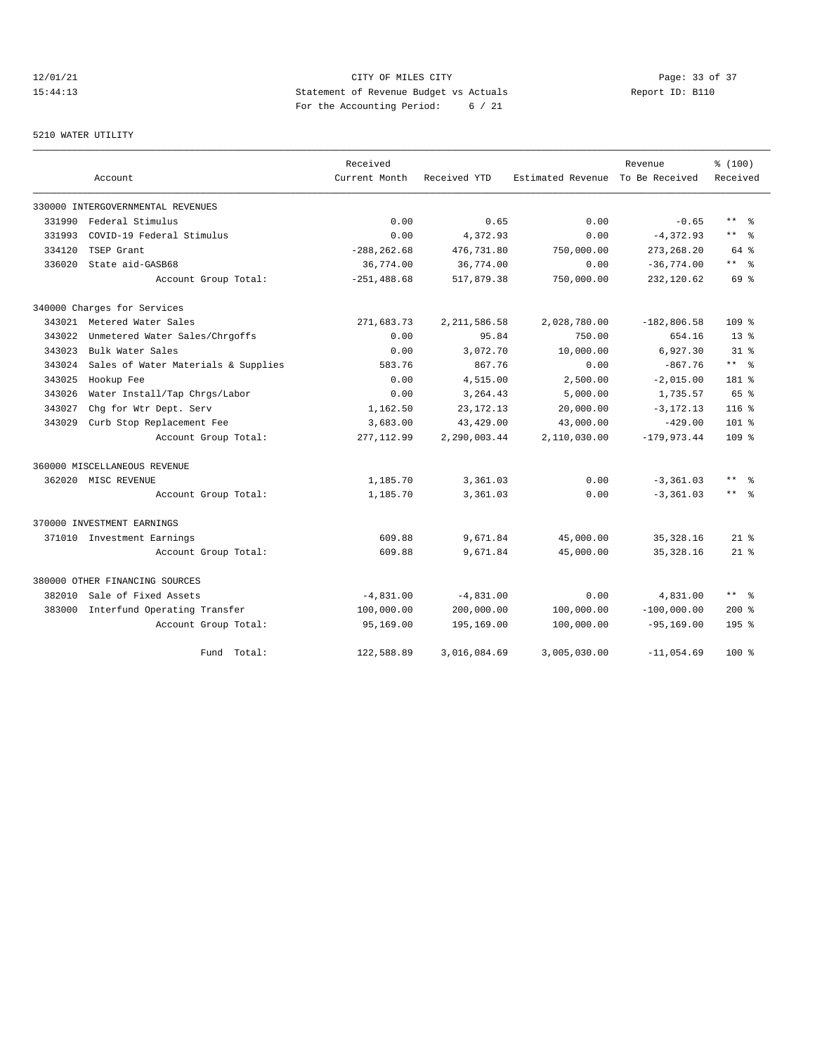CITY OF MILES CITY
Statement of Revenue Budget vs Actuals
For the Accounting Period: 6 / 21

12/01/21 15:44:13 — Report ID: B110

5210 WATER UTILITY

| Account | | Received Current Month | Received YTD | Estimated Revenue | Revenue To Be Received | % (100) Received |
|---|---|---|---|---|---|---|
| 330000 INTERGOVERNMENTAL REVENUES | | | | | | |
| 331990 | Federal Stimulus | 0.00 | 0.65 | 0.00 | -0.65 | ** % |
| 331993 | COVID-19 Federal Stimulus | 0.00 | 4,372.93 | 0.00 | -4,372.93 | ** % |
| 334120 | TSEP Grant | -288,262.68 | 476,731.80 | 750,000.00 | 273,268.20 | 64 % |
| 336020 | State aid-GASB68 | 36,774.00 | 36,774.00 | 0.00 | -36,774.00 | ** % |
| | Account Group Total: | -251,488.68 | 517,879.38 | 750,000.00 | 232,120.62 | 69 % |
| 340000 Charges for Services | | | | | | |
| 343021 | Metered Water Sales | 271,683.73 | 2,211,586.58 | 2,028,780.00 | -182,806.58 | 109 % |
| 343022 | Unmetered Water Sales/Chrgoffs | 0.00 | 95.84 | 750.00 | 654.16 | 13 % |
| 343023 | Bulk Water Sales | 0.00 | 3,072.70 | 10,000.00 | 6,927.30 | 31 % |
| 343024 | Sales of Water Materials & Supplies | 583.76 | 867.76 | 0.00 | -867.76 | ** % |
| 343025 | Hookup Fee | 0.00 | 4,515.00 | 2,500.00 | -2,015.00 | 181 % |
| 343026 | Water Install/Tap Chrgs/Labor | 0.00 | 3,264.43 | 5,000.00 | 1,735.57 | 65 % |
| 343027 | Chg for Wtr Dept. Serv | 1,162.50 | 23,172.13 | 20,000.00 | -3,172.13 | 116 % |
| 343029 | Curb Stop Replacement Fee | 3,683.00 | 43,429.00 | 43,000.00 | -429.00 | 101 % |
| | Account Group Total: | 277,112.99 | 2,290,003.44 | 2,110,030.00 | -179,973.44 | 109 % |
| 360000 MISCELLANEOUS REVENUE | | | | | | |
| 362020 | MISC REVENUE | 1,185.70 | 3,361.03 | 0.00 | -3,361.03 | ** % |
| | Account Group Total: | 1,185.70 | 3,361.03 | 0.00 | -3,361.03 | ** % |
| 370000 INVESTMENT EARNINGS | | | | | | |
| 371010 | Investment Earnings | 609.88 | 9,671.84 | 45,000.00 | 35,328.16 | 21 % |
| | Account Group Total: | 609.88 | 9,671.84 | 45,000.00 | 35,328.16 | 21 % |
| 380000 OTHER FINANCING SOURCES | | | | | | |
| 382010 | Sale of Fixed Assets | -4,831.00 | -4,831.00 | 0.00 | 4,831.00 | ** % |
| 383000 | Interfund Operating Transfer | 100,000.00 | 200,000.00 | 100,000.00 | -100,000.00 | 200 % |
| | Account Group Total: | 95,169.00 | 195,169.00 | 100,000.00 | -95,169.00 | 195 % |
| | Fund Total: | 122,588.89 | 3,016,084.69 | 3,005,030.00 | -11,054.69 | 100 % |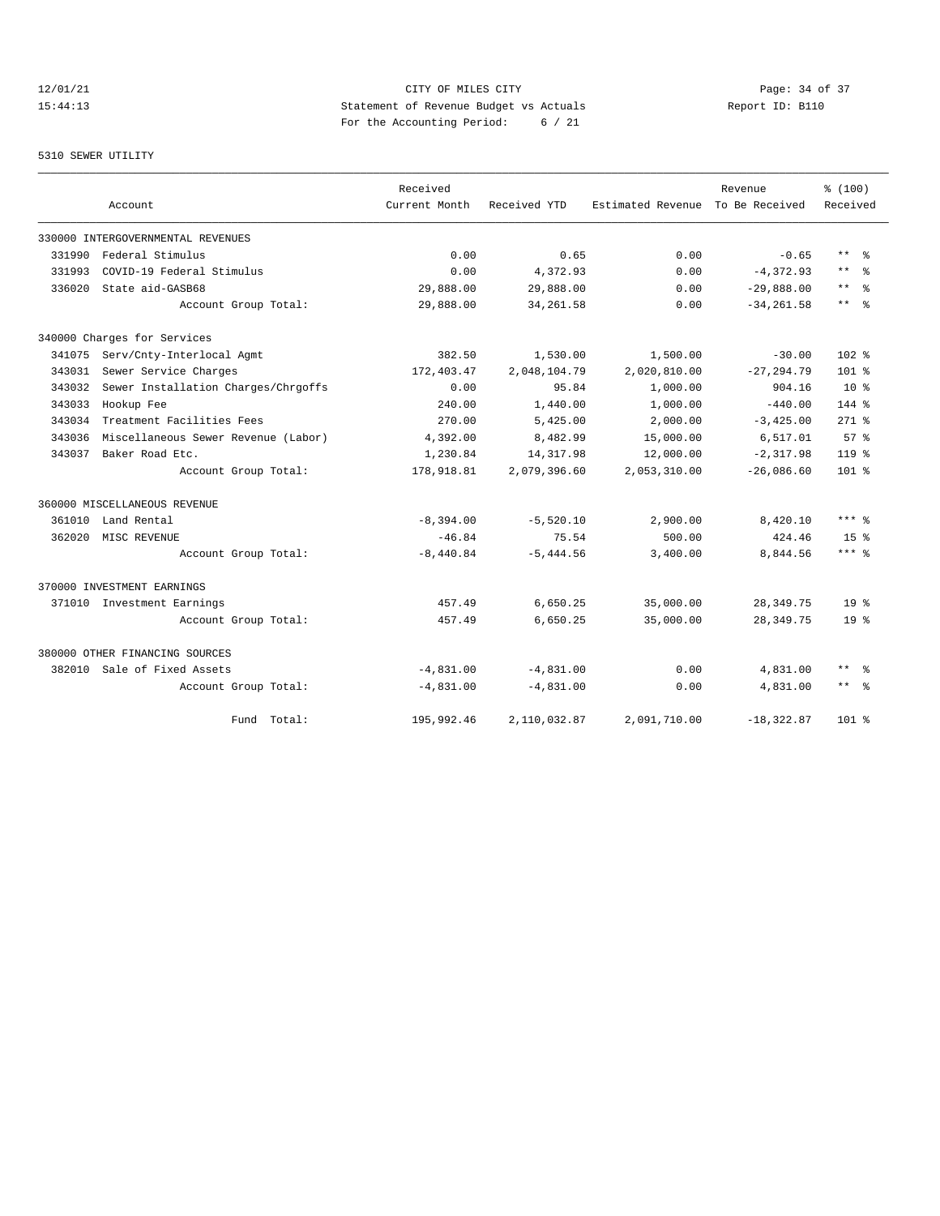CITY OF MILES CITY
Statement of Revenue Budget vs Actuals
For the Accounting Period: 6 / 21

5310 SEWER UTILITY

| Account | | Received Current Month | Received YTD | Estimated Revenue | Revenue To Be Received | % (100) Received |
|---|---|---|---|---|---|---|
| 330000 INTERGOVERNMENTAL REVENUES | | | | | | |
| 331990 | Federal Stimulus | 0.00 | 0.65 | 0.00 | -0.65 | ** % |
| 331993 | COVID-19 Federal Stimulus | 0.00 | 4,372.93 | 0.00 | -4,372.93 | ** % |
| 336020 | State aid-GASB68 | 29,888.00 | 29,888.00 | 0.00 | -29,888.00 | ** % |
| | Account Group Total: | 29,888.00 | 34,261.58 | 0.00 | -34,261.58 | ** % |
| 340000 Charges for Services | | | | | | |
| 341075 | Serv/Cnty-Interlocal Agmt | 382.50 | 1,530.00 | 1,500.00 | -30.00 | 102 % |
| 343031 | Sewer Service Charges | 172,403.47 | 2,048,104.79 | 2,020,810.00 | -27,294.79 | 101 % |
| 343032 | Sewer Installation Charges/Chrgoffs | 0.00 | 95.84 | 1,000.00 | 904.16 | 10 % |
| 343033 | Hookup Fee | 240.00 | 1,440.00 | 1,000.00 | -440.00 | 144 % |
| 343034 | Treatment Facilities Fees | 270.00 | 5,425.00 | 2,000.00 | -3,425.00 | 271 % |
| 343036 | Miscellaneous Sewer Revenue (Labor) | 4,392.00 | 8,482.99 | 15,000.00 | 6,517.01 | 57 % |
| 343037 | Baker Road Etc. | 1,230.84 | 14,317.98 | 12,000.00 | -2,317.98 | 119 % |
| | Account Group Total: | 178,918.81 | 2,079,396.60 | 2,053,310.00 | -26,086.60 | 101 % |
| 360000 MISCELLANEOUS REVENUE | | | | | | |
| 361010 | Land Rental | -8,394.00 | -5,520.10 | 2,900.00 | 8,420.10 | *** % |
| 362020 | MISC REVENUE | -46.84 | 75.54 | 500.00 | 424.46 | 15 % |
| | Account Group Total: | -8,440.84 | -5,444.56 | 3,400.00 | 8,844.56 | *** % |
| 370000 INVESTMENT EARNINGS | | | | | | |
| 371010 | Investment Earnings | 457.49 | 6,650.25 | 35,000.00 | 28,349.75 | 19 % |
| | Account Group Total: | 457.49 | 6,650.25 | 35,000.00 | 28,349.75 | 19 % |
| 380000 OTHER FINANCING SOURCES | | | | | | |
| 382010 | Sale of Fixed Assets | -4,831.00 | -4,831.00 | 0.00 | 4,831.00 | ** % |
| | Account Group Total: | -4,831.00 | -4,831.00 | 0.00 | 4,831.00 | ** % |
| | Fund Total: | 195,992.46 | 2,110,032.87 | 2,091,710.00 | -18,322.87 | 101 % |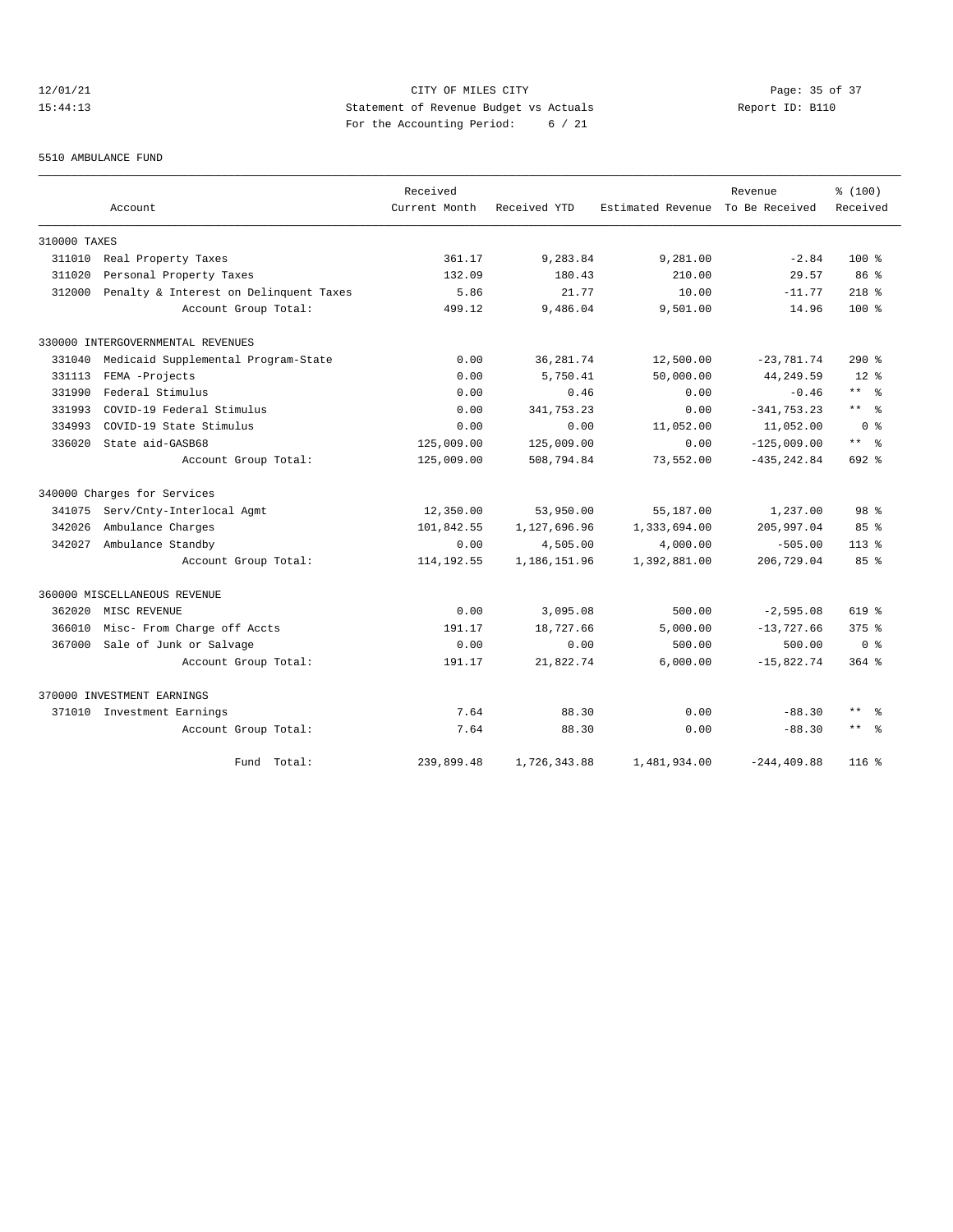CITY OF MILES CITY
Statement of Revenue Budget vs Actuals
For the Accounting Period: 6 / 21

12/01/21
15:44:13

Report ID: B110

5510 AMBULANCE FUND

| Account | | Received Current Month | Received YTD | Estimated Revenue | Revenue To Be Received | % (100) Received |
|---|---|---|---|---|---|---|
| 310000 TAXES | | | | | | |
| 311010 | Real Property Taxes | 361.17 | 9,283.84 | 9,281.00 | -2.84 | 100 % |
| 311020 | Personal Property Taxes | 132.09 | 180.43 | 210.00 | 29.57 | 86 % |
| 312000 | Penalty & Interest on Delinquent Taxes | 5.86 | 21.77 | 10.00 | -11.77 | 218 % |
| | Account Group Total: | 499.12 | 9,486.04 | 9,501.00 | 14.96 | 100 % |
| 330000 INTERGOVERNMENTAL REVENUES | | | | | | |
| 331040 | Medicaid Supplemental Program-State | 0.00 | 36,281.74 | 12,500.00 | -23,781.74 | 290 % |
| 331113 | FEMA -Projects | 0.00 | 5,750.41 | 50,000.00 | 44,249.59 | 12 % |
| 331990 | Federal Stimulus | 0.00 | 0.46 | 0.00 | -0.46 | ** % |
| 331993 | COVID-19 Federal Stimulus | 0.00 | 341,753.23 | 0.00 | -341,753.23 | ** % |
| 334993 | COVID-19 State Stimulus | 0.00 | 0.00 | 11,052.00 | 11,052.00 | 0 % |
| 336020 | State aid-GASB68 | 125,009.00 | 125,009.00 | 0.00 | -125,009.00 | ** % |
| | Account Group Total: | 125,009.00 | 508,794.84 | 73,552.00 | -435,242.84 | 692 % |
| 340000 Charges for Services | | | | | | |
| 341075 | Serv/Cnty-Interlocal Agmt | 12,350.00 | 53,950.00 | 55,187.00 | 1,237.00 | 98 % |
| 342026 | Ambulance Charges | 101,842.55 | 1,127,696.96 | 1,333,694.00 | 205,997.04 | 85 % |
| 342027 | Ambulance Standby | 0.00 | 4,505.00 | 4,000.00 | -505.00 | 113 % |
| | Account Group Total: | 114,192.55 | 1,186,151.96 | 1,392,881.00 | 206,729.04 | 85 % |
| 360000 MISCELLANEOUS REVENUE | | | | | | |
| 362020 | MISC REVENUE | 0.00 | 3,095.08 | 500.00 | -2,595.08 | 619 % |
| 366010 | Misc- From Charge off Accts | 191.17 | 18,727.66 | 5,000.00 | -13,727.66 | 375 % |
| 367000 | Sale of Junk or Salvage | 0.00 | 0.00 | 500.00 | 500.00 | 0 % |
| | Account Group Total: | 191.17 | 21,822.74 | 6,000.00 | -15,822.74 | 364 % |
| 370000 INVESTMENT EARNINGS | | | | | | |
| 371010 | Investment Earnings | 7.64 | 88.30 | 0.00 | -88.30 | ** % |
| | Account Group Total: | 7.64 | 88.30 | 0.00 | -88.30 | ** % |
| | Fund Total: | 239,899.48 | 1,726,343.88 | 1,481,934.00 | -244,409.88 | 116 % |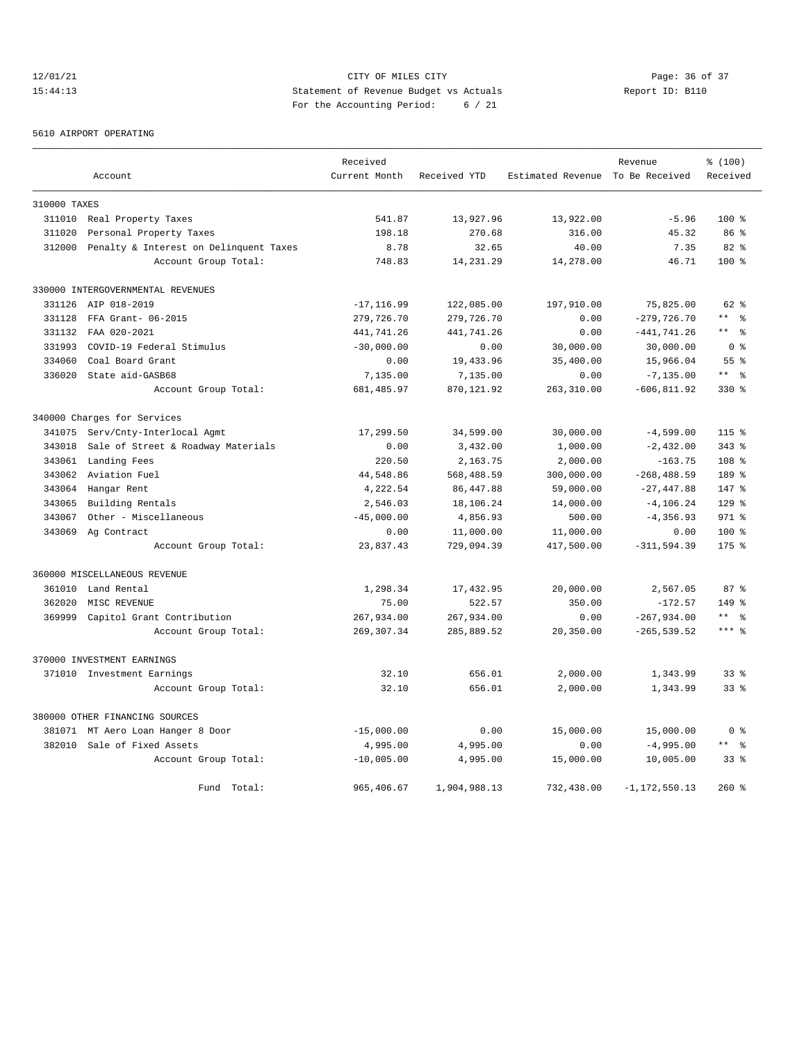CITY OF MILES CITY
Statement of Revenue Budget vs Actuals
For the Accounting Period: 6 / 21

12/01/21
15:44:13

Report ID: B110

5610 AIRPORT OPERATING

| Account | | Received Current Month | Received YTD | Estimated Revenue | Revenue To Be Received | % (100) Received |
|---|---|---|---|---|---|---|
| 310000 TAXES | | | | | | |
| 311010 | Real Property Taxes | 541.87 | 13,927.96 | 13,922.00 | -5.96 | 100 % |
| 311020 | Personal Property Taxes | 198.18 | 270.68 | 316.00 | 45.32 | 86 % |
| 312000 | Penalty & Interest on Delinquent Taxes | 8.78 | 32.65 | 40.00 | 7.35 | 82 % |
| | Account Group Total: | 748.83 | 14,231.29 | 14,278.00 | 46.71 | 100 % |
| 330000 INTERGOVERNMENTAL REVENUES | | | | | | |
| 331126 | AIP 018-2019 | -17,116.99 | 122,085.00 | 197,910.00 | 75,825.00 | 62 % |
| 331128 | FFA Grant- 06-2015 | 279,726.70 | 279,726.70 | 0.00 | -279,726.70 | ** % |
| 331132 | FAA 020-2021 | 441,741.26 | 441,741.26 | 0.00 | -441,741.26 | ** % |
| 331993 | COVID-19 Federal Stimulus | -30,000.00 | 0.00 | 30,000.00 | 30,000.00 | 0 % |
| 334060 | Coal Board Grant | 0.00 | 19,433.96 | 35,400.00 | 15,966.04 | 55 % |
| 336020 | State aid-GASB68 | 7,135.00 | 7,135.00 | 0.00 | -7,135.00 | ** % |
| | Account Group Total: | 681,485.97 | 870,121.92 | 263,310.00 | -606,811.92 | 330 % |
| 340000 Charges for Services | | | | | | |
| 341075 | Serv/Cnty-Interlocal Agmt | 17,299.50 | 34,599.00 | 30,000.00 | -4,599.00 | 115 % |
| 343018 | Sale of Street & Roadway Materials | 0.00 | 3,432.00 | 1,000.00 | -2,432.00 | 343 % |
| 343061 | Landing Fees | 220.50 | 2,163.75 | 2,000.00 | -163.75 | 108 % |
| 343062 | Aviation Fuel | 44,548.86 | 568,488.59 | 300,000.00 | -268,488.59 | 189 % |
| 343064 | Hangar Rent | 4,222.54 | 86,447.88 | 59,000.00 | -27,447.88 | 147 % |
| 343065 | Building Rentals | 2,546.03 | 18,106.24 | 14,000.00 | -4,106.24 | 129 % |
| 343067 | Other - Miscellaneous | -45,000.00 | 4,856.93 | 500.00 | -4,356.93 | 971 % |
| 343069 | Ag Contract | 0.00 | 11,000.00 | 11,000.00 | 0.00 | 100 % |
| | Account Group Total: | 23,837.43 | 729,094.39 | 417,500.00 | -311,594.39 | 175 % |
| 360000 MISCELLANEOUS REVENUE | | | | | | |
| 361010 | Land Rental | 1,298.34 | 17,432.95 | 20,000.00 | 2,567.05 | 87 % |
| 362020 | MISC REVENUE | 75.00 | 522.57 | 350.00 | -172.57 | 149 % |
| 369999 | Capitol Grant Contribution | 267,934.00 | 267,934.00 | 0.00 | -267,934.00 | ** % |
| | Account Group Total: | 269,307.34 | 285,889.52 | 20,350.00 | -265,539.52 | *** % |
| 370000 INVESTMENT EARNINGS | | | | | | |
| 371010 | Investment Earnings | 32.10 | 656.01 | 2,000.00 | 1,343.99 | 33 % |
| | Account Group Total: | 32.10 | 656.01 | 2,000.00 | 1,343.99 | 33 % |
| 380000 OTHER FINANCING SOURCES | | | | | | |
| 381071 | MT Aero Loan Hanger 8 Door | -15,000.00 | 0.00 | 15,000.00 | 15,000.00 | 0 % |
| 382010 | Sale of Fixed Assets | 4,995.00 | 4,995.00 | 0.00 | -4,995.00 | ** % |
| | Account Group Total: | -10,005.00 | 4,995.00 | 15,000.00 | 10,005.00 | 33 % |
| | Fund Total: | 965,406.67 | 1,904,988.13 | 732,438.00 | -1,172,550.13 | 260 % |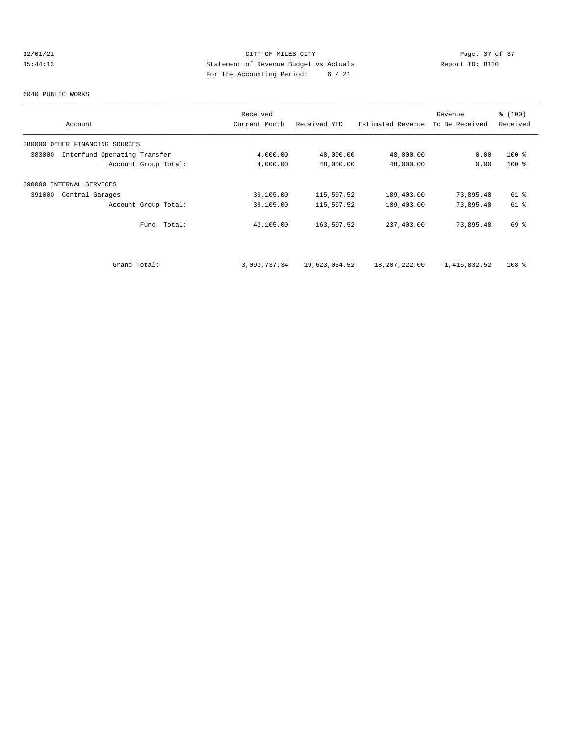CITY OF MILES CITY
Statement of Revenue Budget vs Actuals
For the Accounting Period: 6 / 21

12/01/21
15:44:13

Report ID: B110

6040 PUBLIC WORKS

| Account | Received Current Month | Received YTD | Estimated Revenue | Revenue To Be Received | % (100) Received |
|---|---|---|---|---|---|
| 380000 OTHER FINANCING SOURCES | | | | | |
| 383000 Interfund Operating Transfer | 4,000.00 | 48,000.00 | 48,000.00 | 0.00 | 100 % |
| Account Group Total: | 4,000.00 | 48,000.00 | 48,000.00 | 0.00 | 100 % |
| 390000 INTERNAL SERVICES | | | | | |
| 391000 Central Garages | 39,105.00 | 115,507.52 | 189,403.00 | 73,895.48 | 61 % |
| Account Group Total: | 39,105.00 | 115,507.52 | 189,403.00 | 73,895.48 | 61 % |
| Fund Total: | 43,105.00 | 163,507.52 | 237,403.00 | 73,895.48 | 69 % |
| Grand Total: | 3,093,737.34 | 19,623,054.52 | 18,207,222.00 | -1,415,832.52 | 108 % |